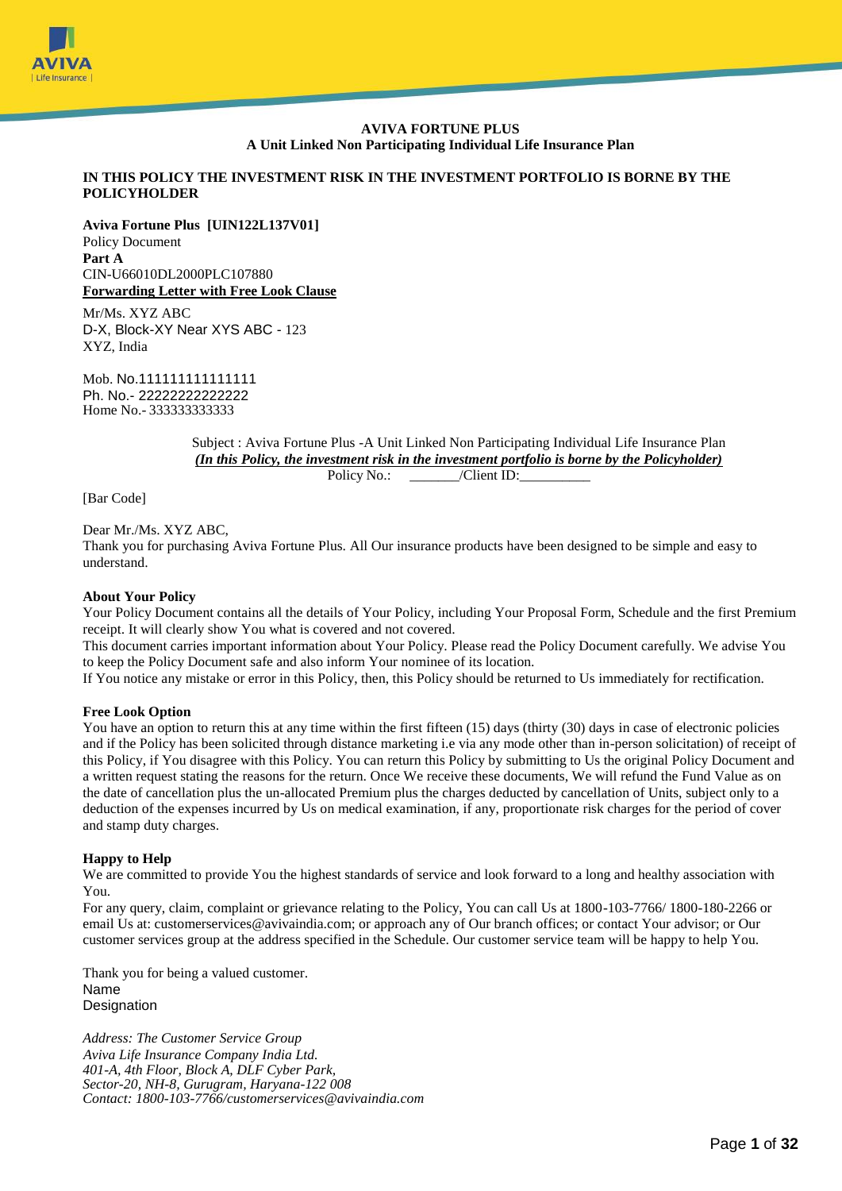# AVIVA FORTUNE PLUS

## A Unit Linked Non Participating Individual Life Insurance Plan

**IN THIS POLICY THE INVESTMENT RISK IN THE INVESTMENT PORTFOLIO IS BORNE BY THE POLICYHOLDER**

**Aviva Fortune Plus [UIN122L137V01]**
Policy Document
**Part A**
CIN-U66010DL2000PLC107880
**Forwarding Letter with Free Look Clause**

Mr/Ms. XYZ ABC
D-X, Block-XY Near XYS ABC - 123
XYZ, India

Mob. No.111111111111111
Ph. No.- 22222222222222
Home No.- 333333333333

Subject : Aviva Fortune Plus -A Unit Linked Non Participating Individual Life Insurance Plan
***(In this Policy, the investment risk in the investment portfolio is borne by the Policyholder)***
Policy No.: _______/Client ID:__________

[Bar Code]

Dear Mr./Ms. XYZ ABC,
Thank you for purchasing Aviva Fortune Plus. All Our insurance products have been designed to be simple and easy to understand.

**About Your Policy**
Your Policy Document contains all the details of Your Policy, including Your Proposal Form, Schedule and the first Premium receipt. It will clearly show You what is covered and not covered.
This document carries important information about Your Policy. Please read the Policy Document carefully. We advise You to keep the Policy Document safe and also inform Your nominee of its location.
If You notice any mistake or error in this Policy, then, this Policy should be returned to Us immediately for rectification.

**Free Look Option**
You have an option to return this at any time within the first fifteen (15) days (thirty (30) days in case of electronic policies and if the Policy has been solicited through distance marketing i.e via any mode other than in-person solicitation) of receipt of this Policy, if You disagree with this Policy. You can return this Policy by submitting to Us the original Policy Document and a written request stating the reasons for the return. Once We receive these documents, We will refund the Fund Value as on the date of cancellation plus the un-allocated Premium plus the charges deducted by cancellation of Units, subject only to a deduction of the expenses incurred by Us on medical examination, if any, proportionate risk charges for the period of cover and stamp duty charges.

**Happy to Help**
We are committed to provide You the highest standards of service and look forward to a long and healthy association with You.
For any query, claim, complaint or grievance relating to the Policy, You can call Us at 1800-103-7766/ 1800-180-2266 or email Us at: customerservices@avivaindia.com; or approach any of Our branch offices; or contact Your advisor; or Our customer services group at the address specified in the Schedule. Our customer service team will be happy to help You.

Thank you for being a valued customer.
Name
Designation

*Address: The Customer Service Group*
*Aviva Life Insurance Company India Ltd.*
*401-A, 4th Floor, Block A, DLF Cyber Park,*
*Sector-20, NH-8, Gurugram, Haryana-122 008*
*Contact: 1800-103-7766/customerservices@avivaindia.com*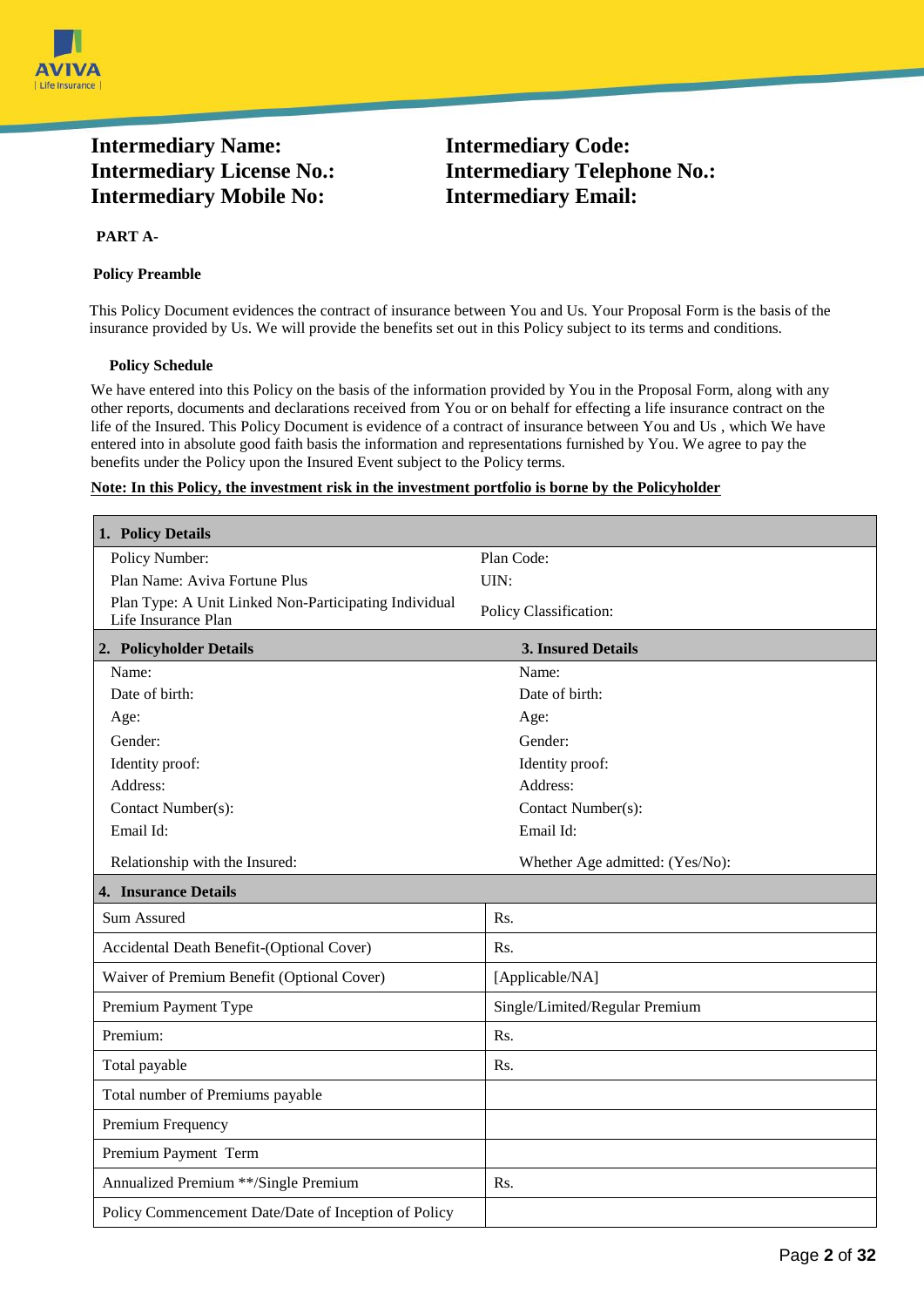**Intermediary Name:**
**Intermediary License No.:**
**Intermediary Mobile No:**

**Intermediary Code:**
**Intermediary Telephone No.:**
**Intermediary Email:**

**PART A-**

**Policy Preamble**

This Policy Document evidences the contract of insurance between You and Us. Your Proposal Form is the basis of the insurance provided by Us. We will provide the benefits set out in this Policy subject to its terms and conditions.

**Policy Schedule**

We have entered into this Policy on the basis of the information provided by You in the Proposal Form, along with any other reports, documents and declarations received from You or on behalf for effecting a life insurance contract on the life of the Insured. This Policy Document is evidence of a contract of insurance between You and Us , which We have entered into in absolute good faith basis the information and representations furnished by You. We agree to pay the benefits under the Policy upon the Insured Event subject to the Policy terms.

**Note: In this Policy, the investment risk in the investment portfolio is borne by the Policyholder**

| **1. Policy Details** | |
|---|---|
| Policy Number: | Plan Code: |
| Plan Name: Aviva Fortune Plus | UIN: |
| Plan Type: A Unit Linked Non-Participating Individual Life Insurance Plan | Policy Classification: |
| **2. Policyholder Details** | **3. Insured Details** |
| Name: | Name: |
| Date of birth: | Date of birth: |
| Age: | Age: |
| Gender: | Gender: |
| Identity proof: | Identity proof: |
| Address: | Address: |
| Contact Number(s): | Contact Number(s): |
| Email Id: | Email Id: |
| Relationship with the Insured: | Whether Age admitted: (Yes/No): |
| **4. Insurance Details** | |
| Sum Assured | Rs. |
| Accidental Death Benefit-(Optional Cover) | Rs. |
| Waiver of Premium Benefit (Optional Cover) | [Applicable/NA] |
| Premium Payment Type | Single/Limited/Regular Premium |
| Premium: | Rs. |
| Total payable | Rs. |
| Total number of Premiums payable | |
| Premium Frequency | |
| Premium Payment Term | |
| Annualized Premium **/Single Premium | Rs. |
| Policy Commencement Date/Date of Inception of Policy | |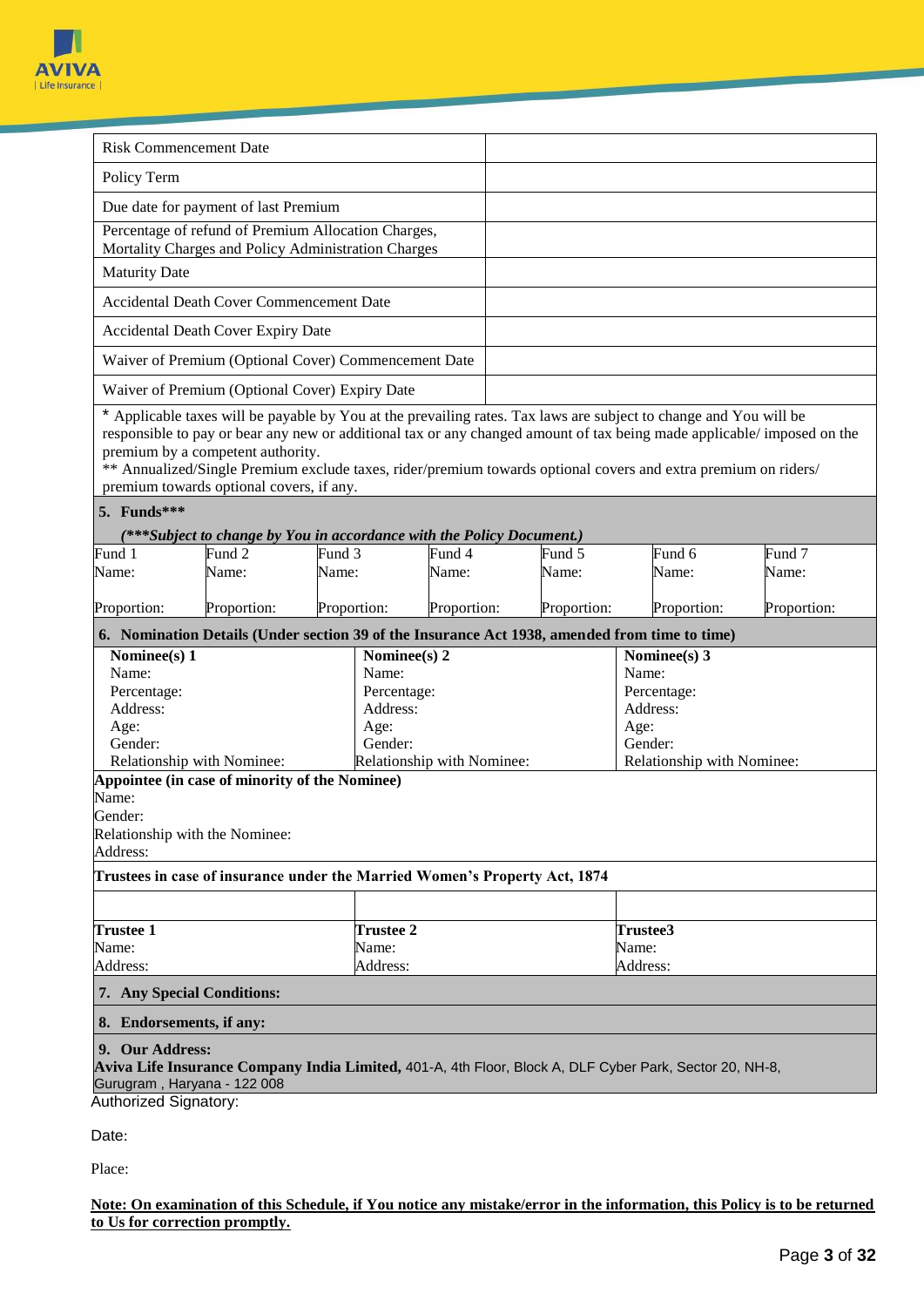| | |
|---|---|
| Risk Commencement Date | |
| Policy Term | |
| Due date for payment of last Premium | |
| Percentage of refund of Premium Allocation Charges, Mortality Charges and Policy Administration Charges | |
| Maturity Date | |
| Accidental Death Cover Commencement Date | |
| Accidental Death Cover Expiry Date | |
| Waiver of Premium (Optional Cover) Commencement Date | |
| Waiver of Premium (Optional Cover) Expiry Date | |

* Applicable taxes will be payable by You at the prevailing rates. Tax laws are subject to change and You will be responsible to pay or bear any new or additional tax or any changed amount of tax being made applicable/ imposed on the premium by a competent authority.
** Annualized/Single Premium exclude taxes, rider/premium towards optional covers and extra premium on riders/ premium towards optional covers, if any.

**5. Funds*****

***(***Subject to change by You in accordance with the Policy Document.)***

| Fund 1 | Fund 2 | Fund 3 | Fund 4 | Fund 5 | Fund 6 | Fund 7 |
|---|---|---|---|---|---|---|
| Name: | Name: | Name: | Name: | Name: | Name: | Name: |
| Proportion: | Proportion: | Proportion: | Proportion: | Proportion: | Proportion: | Proportion: |

**6. Nomination Details (Under section 39 of the Insurance Act 1938, amended from time to time)**

| **Nominee(s) 1** | **Nominee(s) 2** | **Nominee(s) 3** |
|---|---|---|
| Name: | Name: | Name: |
| Percentage: | Percentage: | Percentage: |
| Address: | Address: | Address: |
| Age: | Age: | Age: |
| Gender: | Gender: | Gender: |
| Relationship with Nominee: | Relationship with Nominee: | Relationship with Nominee: |

**Appointee (in case of minority of the Nominee)**
Name:
Gender:
Relationship with the Nominee:
Address:

**Trustees in case of insurance under the Married Women's Property Act, 1874**

| **Trustee 1** | **Trustee 2** | **Trustee3** |
|---|---|---|
| Name: | Name: | Name: |
| Address: | Address: | Address: |

**7. Any Special Conditions:**

**8. Endorsements, if any:**

**9. Our Address:**
**Aviva Life Insurance Company India Limited,** 401-A, 4th Floor, Block A, DLF Cyber Park, Sector 20, NH-8, Gurugram , Haryana - 122 008

Authorized Signatory:

Date:

Place:

**Note: On examination of this Schedule, if You notice any mistake/error in the information, this Policy is to be returned to Us for correction promptly.**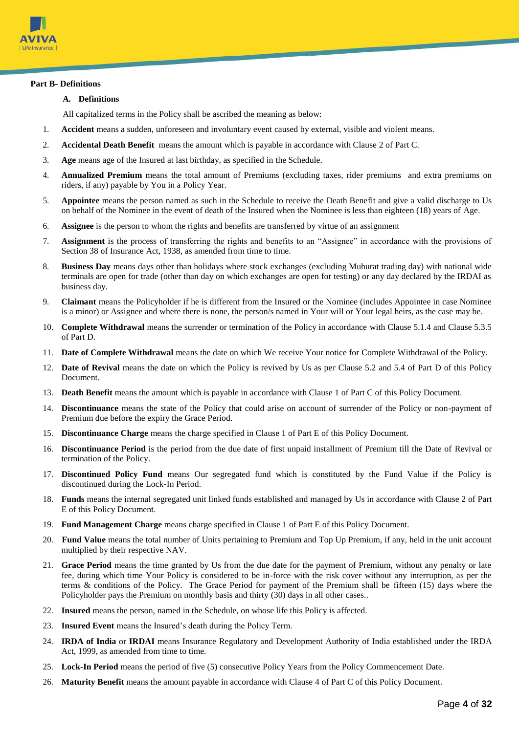**Part B- Definitions**

**A. Definitions**

All capitalized terms in the Policy shall be ascribed the meaning as below:

1. **Accident** means a sudden, unforeseen and involuntary event caused by external, visible and violent means.
2. **Accidental Death Benefit** means the amount which is payable in accordance with Clause 2 of Part C.
3. **Age** means age of the Insured at last birthday, as specified in the Schedule.
4. **Annualized Premium** means the total amount of Premiums (excluding taxes, rider premiums and extra premiums on riders, if any) payable by You in a Policy Year.
5. **Appointee** means the person named as such in the Schedule to receive the Death Benefit and give a valid discharge to Us on behalf of the Nominee in the event of death of the Insured when the Nominee is less than eighteen (18) years of Age.
6. **Assignee** is the person to whom the rights and benefits are transferred by virtue of an assignment
7. **Assignment** is the process of transferring the rights and benefits to an "Assignee" in accordance with the provisions of Section 38 of Insurance Act, 1938, as amended from time to time.
8. **Business Day** means days other than holidays where stock exchanges (excluding Muhurat trading day) with national wide terminals are open for trade (other than day on which exchanges are open for testing) or any day declared by the IRDAI as business day.
9. **Claimant** means the Policyholder if he is different from the Insured or the Nominee (includes Appointee in case Nominee is a minor) or Assignee and where there is none, the person/s named in Your will or Your legal heirs, as the case may be.
10. **Complete Withdrawal** means the surrender or termination of the Policy in accordance with Clause 5.1.4 and Clause 5.3.5 of Part D.
11. **Date of Complete Withdrawal** means the date on which We receive Your notice for Complete Withdrawal of the Policy.
12. **Date of Revival** means the date on which the Policy is revived by Us as per Clause 5.2 and 5.4 of Part D of this Policy Document.
13. **Death Benefit** means the amount which is payable in accordance with Clause 1 of Part C of this Policy Document.
14. **Discontinuance** means the state of the Policy that could arise on account of surrender of the Policy or non-payment of Premium due before the expiry the Grace Period.
15. **Discontinuance Charge** means the charge specified in Clause 1 of Part E of this Policy Document.
16. **Discontinuance Period** is the period from the due date of first unpaid installment of Premium till the Date of Revival or termination of the Policy.
17. **Discontinued Policy Fund** means Our segregated fund which is constituted by the Fund Value if the Policy is discontinued during the Lock-In Period.
18. **Funds** means the internal segregated unit linked funds established and managed by Us in accordance with Clause 2 of Part E of this Policy Document.
19. **Fund Management Charge** means charge specified in Clause 1 of Part E of this Policy Document.
20. **Fund Value** means the total number of Units pertaining to Premium and Top Up Premium, if any, held in the unit account multiplied by their respective NAV.
21. **Grace Period** means the time granted by Us from the due date for the payment of Premium, without any penalty or late fee, during which time Your Policy is considered to be in-force with the risk cover without any interruption, as per the terms & conditions of the Policy. The Grace Period for payment of the Premium shall be fifteen (15) days where the Policyholder pays the Premium on monthly basis and thirty (30) days in all other cases..
22. **Insured** means the person, named in the Schedule, on whose life this Policy is affected.
23. **Insured Event** means the Insured's death during the Policy Term.
24. **IRDA of India** or **IRDAI** means Insurance Regulatory and Development Authority of India established under the IRDA Act, 1999, as amended from time to time.
25. **Lock-In Period** means the period of five (5) consecutive Policy Years from the Policy Commencement Date.
26. **Maturity Benefit** means the amount payable in accordance with Clause 4 of Part C of this Policy Document.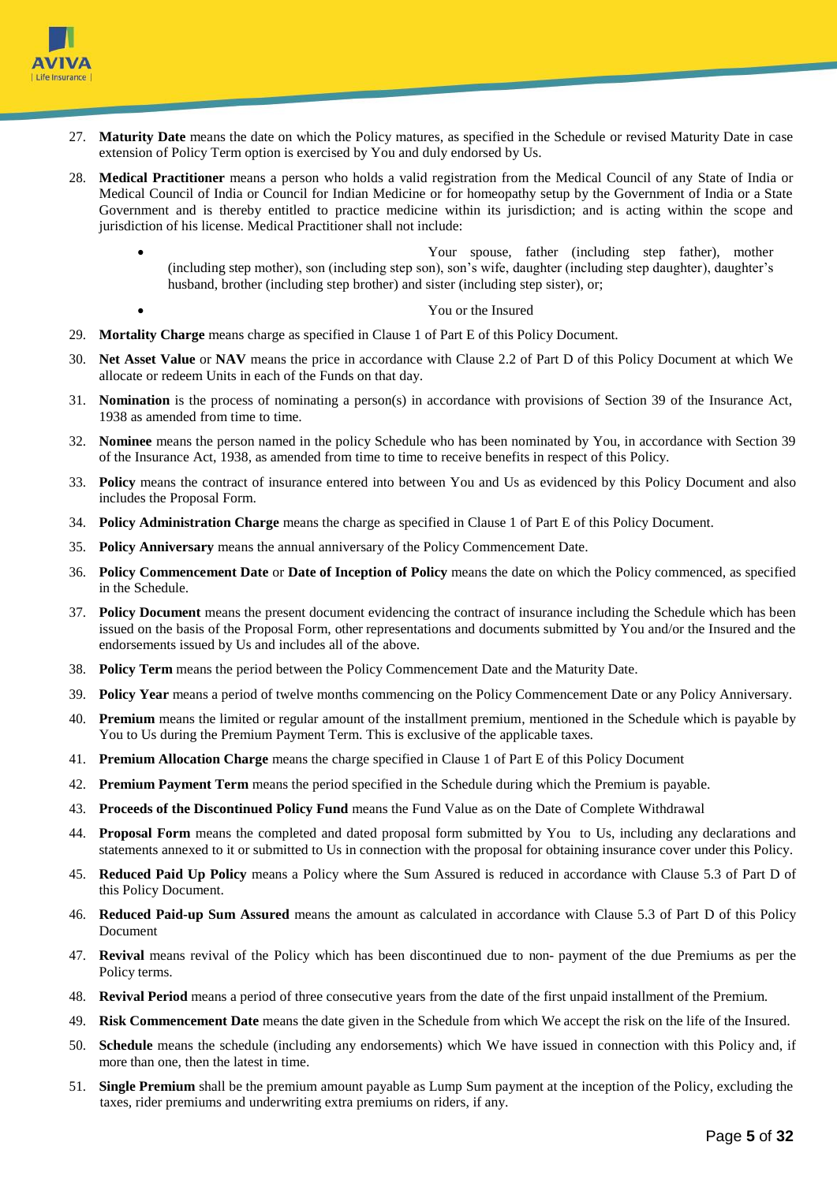27. **Maturity Date** means the date on which the Policy matures, as specified in the Schedule or revised Maturity Date in case extension of Policy Term option is exercised by You and duly endorsed by Us.

28. **Medical Practitioner** means a person who holds a valid registration from the Medical Council of any State of India or Medical Council of India or Council for Indian Medicine or for homeopathy setup by the Government of India or a State Government and is thereby entitled to practice medicine within its jurisdiction; and is acting within the scope and jurisdiction of his license. Medical Practitioner shall not include:

    - Your spouse, father (including step father), mother (including step mother), son (including step son), son's wife, daughter (including step daughter), daughter's husband, brother (including step brother) and sister (including step sister), or;
    - You or the Insured

29. **Mortality Charge** means charge as specified in Clause 1 of Part E of this Policy Document.

30. **Net Asset Value** or **NAV** means the price in accordance with Clause 2.2 of Part D of this Policy Document at which We allocate or redeem Units in each of the Funds on that day.

31. **Nomination** is the process of nominating a person(s) in accordance with provisions of Section 39 of the Insurance Act, 1938 as amended from time to time.

32. **Nominee** means the person named in the policy Schedule who has been nominated by You, in accordance with Section 39 of the Insurance Act, 1938, as amended from time to time to receive benefits in respect of this Policy.

33. **Policy** means the contract of insurance entered into between You and Us as evidenced by this Policy Document and also includes the Proposal Form.

34. **Policy Administration Charge** means the charge as specified in Clause 1 of Part E of this Policy Document.

35. **Policy Anniversary** means the annual anniversary of the Policy Commencement Date.

36. **Policy Commencement Date** or **Date of Inception of Policy** means the date on which the Policy commenced, as specified in the Schedule.

37. **Policy Document** means the present document evidencing the contract of insurance including the Schedule which has been issued on the basis of the Proposal Form, other representations and documents submitted by You and/or the Insured and the endorsements issued by Us and includes all of the above.

38. **Policy Term** means the period between the Policy Commencement Date and the Maturity Date.

39. **Policy Year** means a period of twelve months commencing on the Policy Commencement Date or any Policy Anniversary.

40. **Premium** means the limited or regular amount of the installment premium, mentioned in the Schedule which is payable by You to Us during the Premium Payment Term. This is exclusive of the applicable taxes.

41. **Premium Allocation Charge** means the charge specified in Clause 1 of Part E of this Policy Document

42. **Premium Payment Term** means the period specified in the Schedule during which the Premium is payable.

43. **Proceeds of the Discontinued Policy Fund** means the Fund Value as on the Date of Complete Withdrawal

44. **Proposal Form** means the completed and dated proposal form submitted by You to Us, including any declarations and statements annexed to it or submitted to Us in connection with the proposal for obtaining insurance cover under this Policy.

45. **Reduced Paid Up Policy** means a Policy where the Sum Assured is reduced in accordance with Clause 5.3 of Part D of this Policy Document.

46. **Reduced Paid-up Sum Assured** means the amount as calculated in accordance with Clause 5.3 of Part D of this Policy Document

47. **Revival** means revival of the Policy which has been discontinued due to non- payment of the due Premiums as per the Policy terms.

48. **Revival Period** means a period of three consecutive years from the date of the first unpaid installment of the Premium.

49. **Risk Commencement Date** means the date given in the Schedule from which We accept the risk on the life of the Insured.

50. **Schedule** means the schedule (including any endorsements) which We have issued in connection with this Policy and, if more than one, then the latest in time.

51. **Single Premium** shall be the premium amount payable as Lump Sum payment at the inception of the Policy, excluding the taxes, rider premiums and underwriting extra premiums on riders, if any.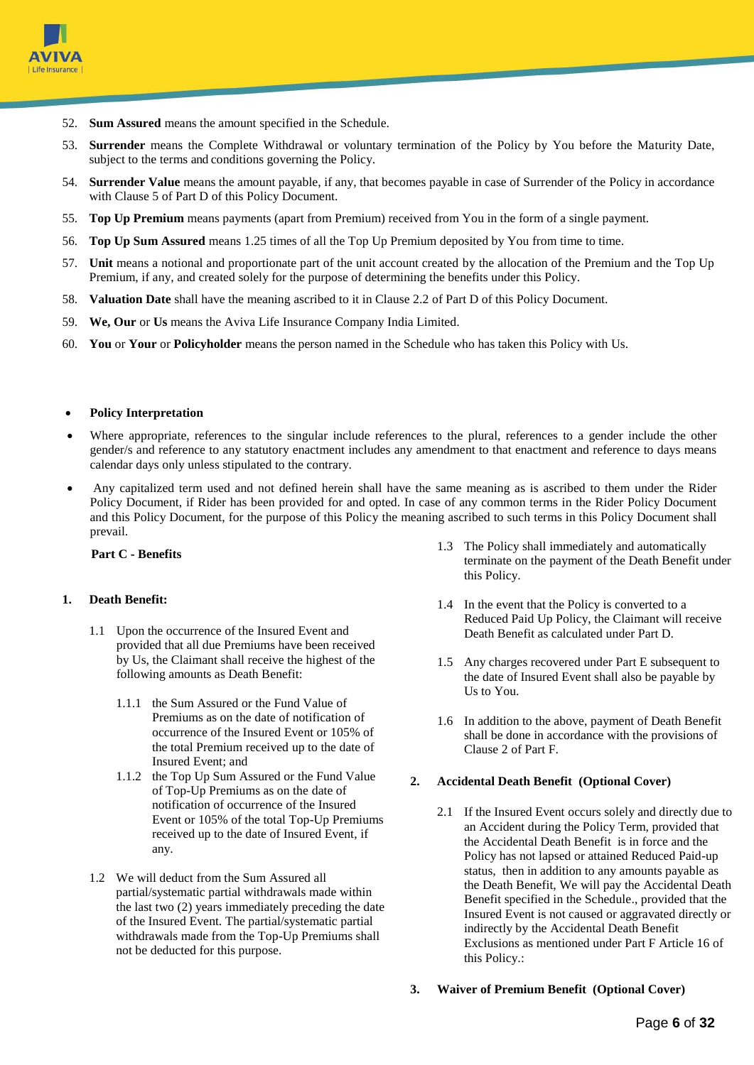52. **Sum Assured** means the amount specified in the Schedule.
53. **Surrender** means the Complete Withdrawal or voluntary termination of the Policy by You before the Maturity Date, subject to the terms and conditions governing the Policy.
54. **Surrender Value** means the amount payable, if any, that becomes payable in case of Surrender of the Policy in accordance with Clause 5 of Part D of this Policy Document.
55. **Top Up Premium** means payments (apart from Premium) received from You in the form of a single payment.
56. **Top Up Sum Assured** means 1.25 times of all the Top Up Premium deposited by You from time to time.
57. **Unit** means a notional and proportionate part of the unit account created by the allocation of the Premium and the Top Up Premium, if any, and created solely for the purpose of determining the benefits under this Policy.
58. **Valuation Date** shall have the meaning ascribed to it in Clause 2.2 of Part D of this Policy Document.
59. **We, Our** or **Us** means the Aviva Life Insurance Company India Limited.
60. **You** or **Your** or **Policyholder** means the person named in the Schedule who has taken this Policy with Us.

- **Policy Interpretation**
- Where appropriate, references to the singular include references to the plural, references to a gender include the other gender/s and reference to any statutory enactment includes any amendment to that enactment and reference to days means calendar days only unless stipulated to the contrary.
- Any capitalized term used and not defined herein shall have the same meaning as is ascribed to them under the Rider Policy Document, if Rider has been provided for and opted. In case of any common terms in the Rider Policy Document and this Policy Document, for the purpose of this Policy the meaning ascribed to such terms in this Policy Document shall prevail.

## Part C - Benefits

### 1. Death Benefit:

1.1 Upon the occurrence of the Insured Event and provided that all due Premiums have been received by Us, the Claimant shall receive the highest of the following amounts as Death Benefit:

1.1.1 the Sum Assured or the Fund Value of Premiums as on the date of notification of occurrence of the Insured Event or 105% of the total Premium received up to the date of Insured Event; and

1.1.2 the Top Up Sum Assured or the Fund Value of Top-Up Premiums as on the date of notification of occurrence of the Insured Event or 105% of the total Top-Up Premiums received up to the date of Insured Event, if any.

1.2 We will deduct from the Sum Assured all partial/systematic partial withdrawals made within the last two (2) years immediately preceding the date of the Insured Event. The partial/systematic partial withdrawals made from the Top-Up Premiums shall not be deducted for this purpose.

1.3 The Policy shall immediately and automatically terminate on the payment of the Death Benefit under this Policy.

1.4 In the event that the Policy is converted to a Reduced Paid Up Policy, the Claimant will receive Death Benefit as calculated under Part D.

1.5 Any charges recovered under Part E subsequent to the date of Insured Event shall also be payable by Us to You.

1.6 In addition to the above, payment of Death Benefit shall be done in accordance with the provisions of Clause 2 of Part F.

### 2. Accidental Death Benefit (Optional Cover)

2.1 If the Insured Event occurs solely and directly due to an Accident during the Policy Term, provided that the Accidental Death Benefit is in force and the Policy has not lapsed or attained Reduced Paid-up status, then in addition to any amounts payable as the Death Benefit, We will pay the Accidental Death Benefit specified in the Schedule., provided that the Insured Event is not caused or aggravated directly or indirectly by the Accidental Death Benefit Exclusions as mentioned under Part F Article 16 of this Policy.:

### 3. Waiver of Premium Benefit (Optional Cover)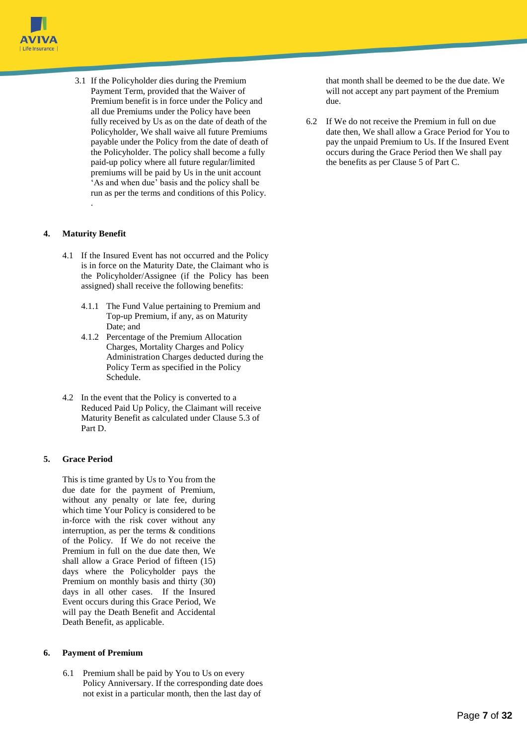3.1 If the Policyholder dies during the Premium Payment Term, provided that the Waiver of Premium benefit is in force under the Policy and all due Premiums under the Policy have been fully received by Us as on the date of death of the Policyholder, We shall waive all future Premiums payable under the Policy from the date of death of the Policyholder. The policy shall become a fully paid-up policy where all future regular/limited premiums will be paid by Us in the unit account 'As and when due' basis and the policy shall be run as per the terms and conditions of this Policy.

.

### 4. Maturity Benefit

4.1 If the Insured Event has not occurred and the Policy is in force on the Maturity Date, the Claimant who is the Policyholder/Assignee (if the Policy has been assigned) shall receive the following benefits:

4.1.1 The Fund Value pertaining to Premium and Top-up Premium, if any, as on Maturity Date; and

4.1.2 Percentage of the Premium Allocation Charges, Mortality Charges and Policy Administration Charges deducted during the Policy Term as specified in the Policy Schedule.

4.2 In the event that the Policy is converted to a Reduced Paid Up Policy, the Claimant will receive Maturity Benefit as calculated under Clause 5.3 of Part D.

### 5. Grace Period

This is time granted by Us to You from the due date for the payment of Premium, without any penalty or late fee, during which time Your Policy is considered to be in-force with the risk cover without any interruption, as per the terms & conditions of the Policy. If We do not receive the Premium in full on the due date then, We shall allow a Grace Period of fifteen (15) days where the Policyholder pays the Premium on monthly basis and thirty (30) days in all other cases. If the Insured Event occurs during this Grace Period, We will pay the Death Benefit and Accidental Death Benefit, as applicable.

### 6. Payment of Premium

6.1 Premium shall be paid by You to Us on every Policy Anniversary. If the corresponding date does not exist in a particular month, then the last day of that month shall be deemed to be the due date. We will not accept any part payment of the Premium due.

6.2 If We do not receive the Premium in full on due date then, We shall allow a Grace Period for You to pay the unpaid Premium to Us. If the Insured Event occurs during the Grace Period then We shall pay the benefits as per Clause 5 of Part C.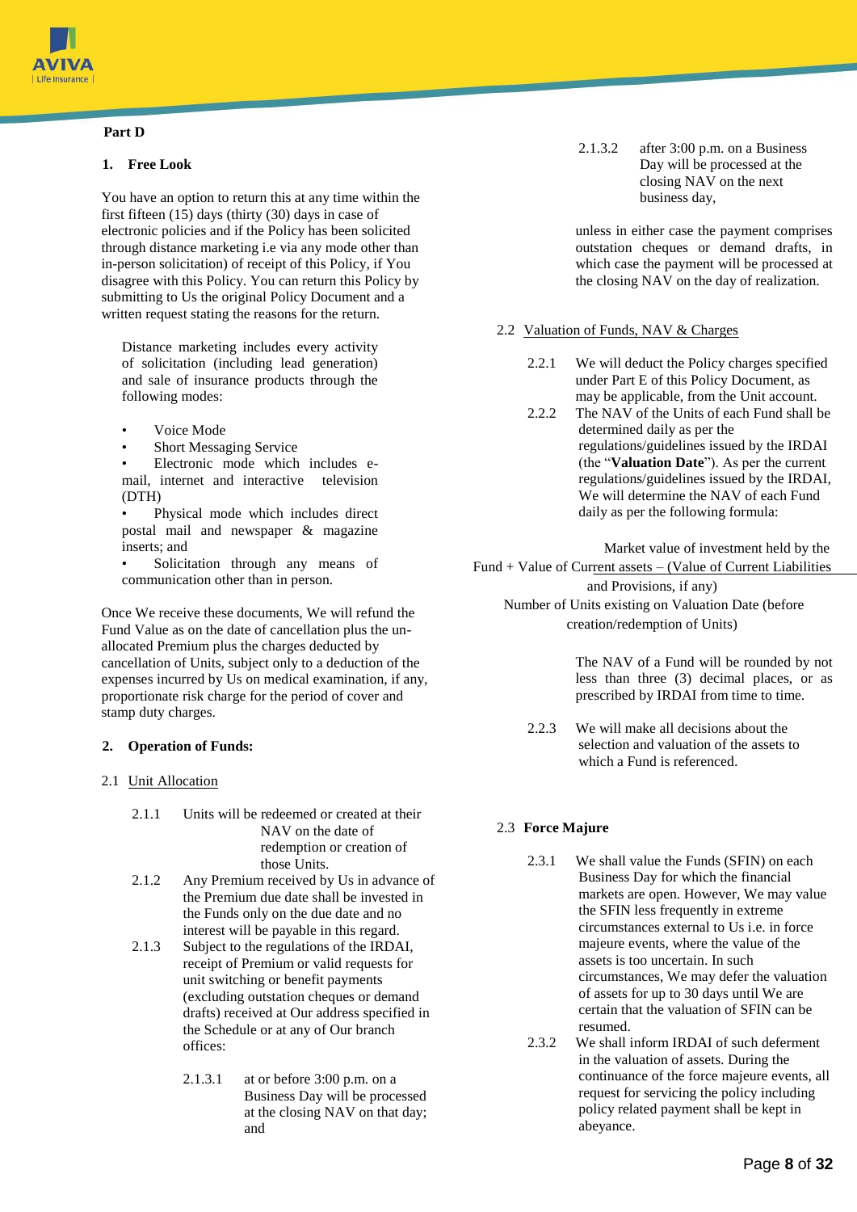**Part D**

## 1. Free Look

You have an option to return this at any time within the first fifteen (15) days (thirty (30) days in case of electronic policies and if the Policy has been solicited through distance marketing i.e via any mode other than in-person solicitation) of receipt of this Policy, if You disagree with this Policy. You can return this Policy by submitting to Us the original Policy Document and a written request stating the reasons for the return.

Distance marketing includes every activity of solicitation (including lead generation) and sale of insurance products through the following modes:

- Voice Mode
- Short Messaging Service
- Electronic mode which includes e-mail, internet and interactive television (DTH)
- Physical mode which includes direct postal mail and newspaper & magazine inserts; and
- Solicitation through any means of communication other than in person.

Once We receive these documents, We will refund the Fund Value as on the date of cancellation plus the un-allocated Premium plus the charges deducted by cancellation of Units, subject only to a deduction of the expenses incurred by Us on medical examination, if any, proportionate risk charge for the period of cover and stamp duty charges.

## 2. Operation of Funds:

### 2.1 Unit Allocation

2.1.1 Units will be redeemed or created at their NAV on the date of redemption or creation of those Units.

2.1.2 Any Premium received by Us in advance of the Premium due date shall be invested in the Funds only on the due date and no interest will be payable in this regard.

2.1.3 Subject to the regulations of the IRDAI, receipt of Premium or valid requests for unit switching or benefit payments (excluding outstation cheques or demand drafts) received at Our address specified in the Schedule or at any of Our branch offices:

2.1.3.1 at or before 3:00 p.m. on a Business Day will be processed at the closing NAV on that day; and

2.1.3.2 after 3:00 p.m. on a Business Day will be processed at the closing NAV on the next business day,

unless in either case the payment comprises outstation cheques or demand drafts, in which case the payment will be processed at the closing NAV on the day of realization.

### 2.2 Valuation of Funds, NAV & Charges

2.2.1 We will deduct the Policy charges specified under Part E of this Policy Document, as may be applicable, from the Unit account.

2.2.2 The NAV of the Units of each Fund shall be determined daily as per the regulations/guidelines issued by the IRDAI (the "**Valuation Date**"). As per the current regulations/guidelines issued by the IRDAI, We will determine the NAV of each Fund daily as per the following formula:

$$\frac{\text{Market value of investment held by the Fund} + \text{Value of Current assets} - (\text{Value of Current Liabilities and Provisions, if any})}{\text{Number of Units existing on Valuation Date (before creation/redemption of Units)}}$$

The NAV of a Fund will be rounded by not less than three (3) decimal places, or as prescribed by IRDAI from time to time.

2.2.3 We will make all decisions about the selection and valuation of the assets to which a Fund is referenced.

### 2.3 Force Majure

2.3.1 We shall value the Funds (SFIN) on each Business Day for which the financial markets are open. However, We may value the SFIN less frequently in extreme circumstances external to Us i.e. in force majeure events, where the value of the assets is too uncertain. In such circumstances, We may defer the valuation of assets for up to 30 days until We are certain that the valuation of SFIN can be resumed.

2.3.2 We shall inform IRDAI of such deferment in the valuation of assets. During the continuance of the force majeure events, all request for servicing the policy including policy related payment shall be kept in abeyance.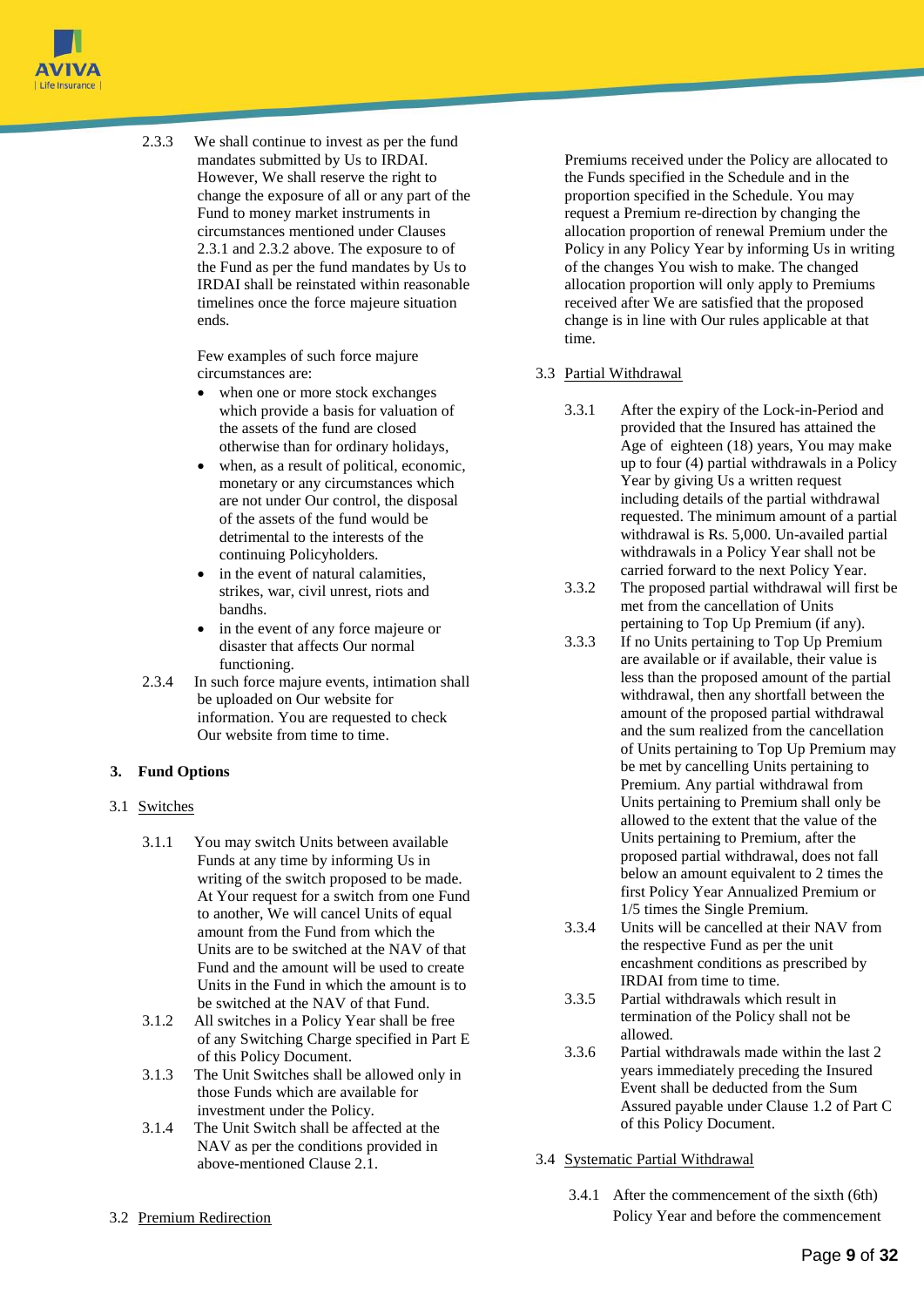2.3.3 We shall continue to invest as per the fund mandates submitted by Us to IRDAI. However, We shall reserve the right to change the exposure of all or any part of the Fund to money market instruments in circumstances mentioned under Clauses 2.3.1 and 2.3.2 above. The exposure to of the Fund as per the fund mandates by Us to IRDAI shall be reinstated within reasonable timelines once the force majeure situation ends.

Few examples of such force majure circumstances are:

- when one or more stock exchanges which provide a basis for valuation of the assets of the fund are closed otherwise than for ordinary holidays,
- when, as a result of political, economic, monetary or any circumstances which are not under Our control, the disposal of the assets of the fund would be detrimental to the interests of the continuing Policyholders.
- in the event of natural calamities, strikes, war, civil unrest, riots and bandhs.
- in the event of any force majeure or disaster that affects Our normal functioning.

2.3.4 In such force majure events, intimation shall be uploaded on Our website for information. You are requested to check Our website from time to time.

## 3. Fund Options

### 3.1 Switches

3.1.1 You may switch Units between available Funds at any time by informing Us in writing of the switch proposed to be made. At Your request for a switch from one Fund to another, We will cancel Units of equal amount from the Fund from which the Units are to be switched at the NAV of that Fund and the amount will be used to create Units in the Fund in which the amount is to be switched at the NAV of that Fund.

3.1.2 All switches in a Policy Year shall be free of any Switching Charge specified in Part E of this Policy Document.

3.1.3 The Unit Switches shall be allowed only in those Funds which are available for investment under the Policy.

3.1.4 The Unit Switch shall be affected at the NAV as per the conditions provided in above-mentioned Clause 2.1.

### 3.2 Premium Redirection

Premiums received under the Policy are allocated to the Funds specified in the Schedule and in the proportion specified in the Schedule. You may request a Premium re-direction by changing the allocation proportion of renewal Premium under the Policy in any Policy Year by informing Us in writing of the changes You wish to make. The changed allocation proportion will only apply to Premiums received after We are satisfied that the proposed change is in line with Our rules applicable at that time.

### 3.3 Partial Withdrawal

3.3.1 After the expiry of the Lock-in-Period and provided that the Insured has attained the Age of eighteen (18) years, You may make up to four (4) partial withdrawals in a Policy Year by giving Us a written request including details of the partial withdrawal requested. The minimum amount of a partial withdrawal is Rs. 5,000. Un-availed partial withdrawals in a Policy Year shall not be carried forward to the next Policy Year.

3.3.2 The proposed partial withdrawal will first be met from the cancellation of Units pertaining to Top Up Premium (if any).

3.3.3 If no Units pertaining to Top Up Premium are available or if available, their value is less than the proposed amount of the partial withdrawal, then any shortfall between the amount of the proposed partial withdrawal and the sum realized from the cancellation of Units pertaining to Top Up Premium may be met by cancelling Units pertaining to Premium. Any partial withdrawal from Units pertaining to Premium shall only be allowed to the extent that the value of the Units pertaining to Premium, after the proposed partial withdrawal, does not fall below an amount equivalent to 2 times the first Policy Year Annualized Premium or 1/5 times the Single Premium.

3.3.4 Units will be cancelled at their NAV from the respective Fund as per the unit encashment conditions as prescribed by IRDAI from time to time.

3.3.5 Partial withdrawals which result in termination of the Policy shall not be allowed.

3.3.6 Partial withdrawals made within the last 2 years immediately preceding the Insured Event shall be deducted from the Sum Assured payable under Clause 1.2 of Part C of this Policy Document.

### 3.4 Systematic Partial Withdrawal

3.4.1 After the commencement of the sixth (6th) Policy Year and before the commencement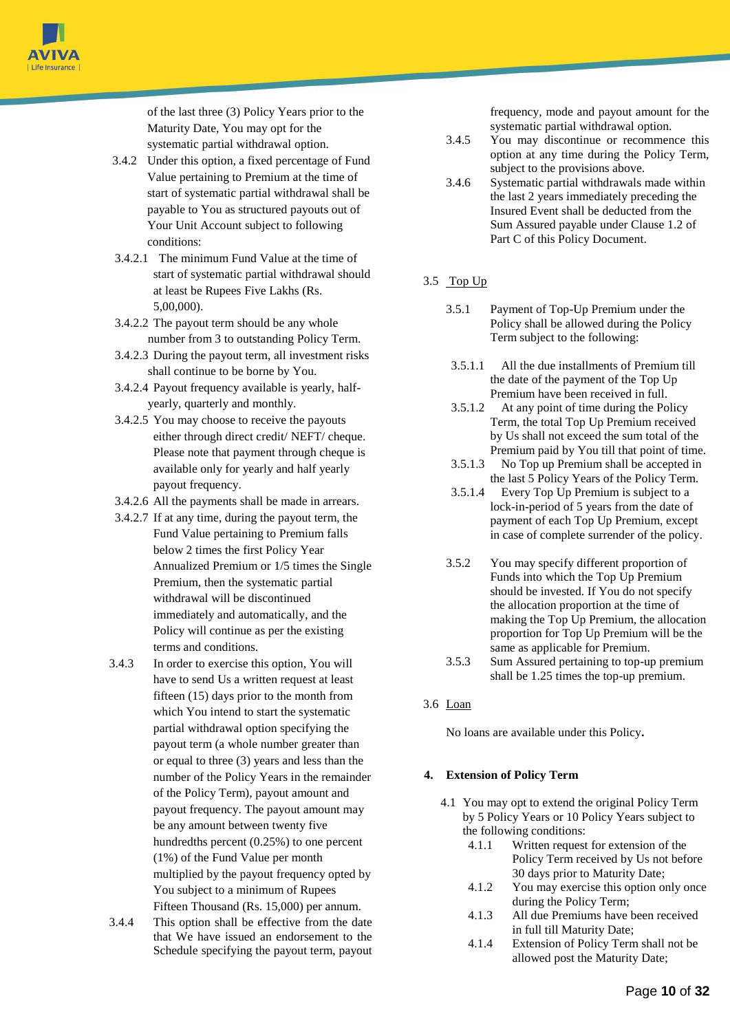of the last three (3) Policy Years prior to the Maturity Date, You may opt for the systematic partial withdrawal option.

3.4.2 Under this option, a fixed percentage of Fund Value pertaining to Premium at the time of start of systematic partial withdrawal shall be payable to You as structured payouts out of Your Unit Account subject to following conditions:

3.4.2.1 The minimum Fund Value at the time of start of systematic partial withdrawal should at least be Rupees Five Lakhs (Rs. 5,00,000).

3.4.2.2 The payout term should be any whole number from 3 to outstanding Policy Term.

3.4.2.3 During the payout term, all investment risks shall continue to be borne by You.

3.4.2.4 Payout frequency available is yearly, half-yearly, quarterly and monthly.

3.4.2.5 You may choose to receive the payouts either through direct credit/ NEFT/ cheque. Please note that payment through cheque is available only for yearly and half yearly payout frequency.

3.4.2.6 All the payments shall be made in arrears.

3.4.2.7 If at any time, during the payout term, the Fund Value pertaining to Premium falls below 2 times the first Policy Year Annualized Premium or 1/5 times the Single Premium, then the systematic partial withdrawal will be discontinued immediately and automatically, and the Policy will continue as per the existing terms and conditions.

3.4.3 In order to exercise this option, You will have to send Us a written request at least fifteen (15) days prior to the month from which You intend to start the systematic partial withdrawal option specifying the payout term (a whole number greater than or equal to three (3) years and less than the number of the Policy Years in the remainder of the Policy Term), payout amount and payout frequency. The payout amount may be any amount between twenty five hundredths percent (0.25%) to one percent (1%) of the Fund Value per month multiplied by the payout frequency opted by You subject to a minimum of Rupees Fifteen Thousand (Rs. 15,000) per annum.

3.4.4 This option shall be effective from the date that We have issued an endorsement to the Schedule specifying the payout term, payout frequency, mode and payout amount for the systematic partial withdrawal option.

3.4.5 You may discontinue or recommence this option at any time during the Policy Term, subject to the provisions above.

3.4.6 Systematic partial withdrawals made within the last 2 years immediately preceding the Insured Event shall be deducted from the Sum Assured payable under Clause 1.2 of Part C of this Policy Document.

3.5 <u>Top Up</u>

3.5.1 Payment of Top-Up Premium under the Policy shall be allowed during the Policy Term subject to the following:

3.5.1.1 All the due installments of Premium till the date of the payment of the Top Up Premium have been received in full.

3.5.1.2 At any point of time during the Policy Term, the total Top Up Premium received by Us shall not exceed the sum total of the Premium paid by You till that point of time.

3.5.1.3 No Top up Premium shall be accepted in the last 5 Policy Years of the Policy Term.

3.5.1.4 Every Top Up Premium is subject to a lock-in-period of 5 years from the date of payment of each Top Up Premium, except in case of complete surrender of the policy.

3.5.2 You may specify different proportion of Funds into which the Top Up Premium should be invested. If You do not specify the allocation proportion at the time of making the Top Up Premium, the allocation proportion for Top Up Premium will be the same as applicable for Premium.

3.5.3 Sum Assured pertaining to top-up premium shall be 1.25 times the top-up premium.

3.6 <u>Loan</u>

No loans are available under this Policy.

**4. Extension of Policy Term**

4.1 You may opt to extend the original Policy Term by 5 Policy Years or 10 Policy Years subject to the following conditions:

4.1.1 Written request for extension of the Policy Term received by Us not before 30 days prior to Maturity Date;

4.1.2 You may exercise this option only once during the Policy Term;

4.1.3 All due Premiums have been received in full till Maturity Date;

4.1.4 Extension of Policy Term shall not be allowed post the Maturity Date;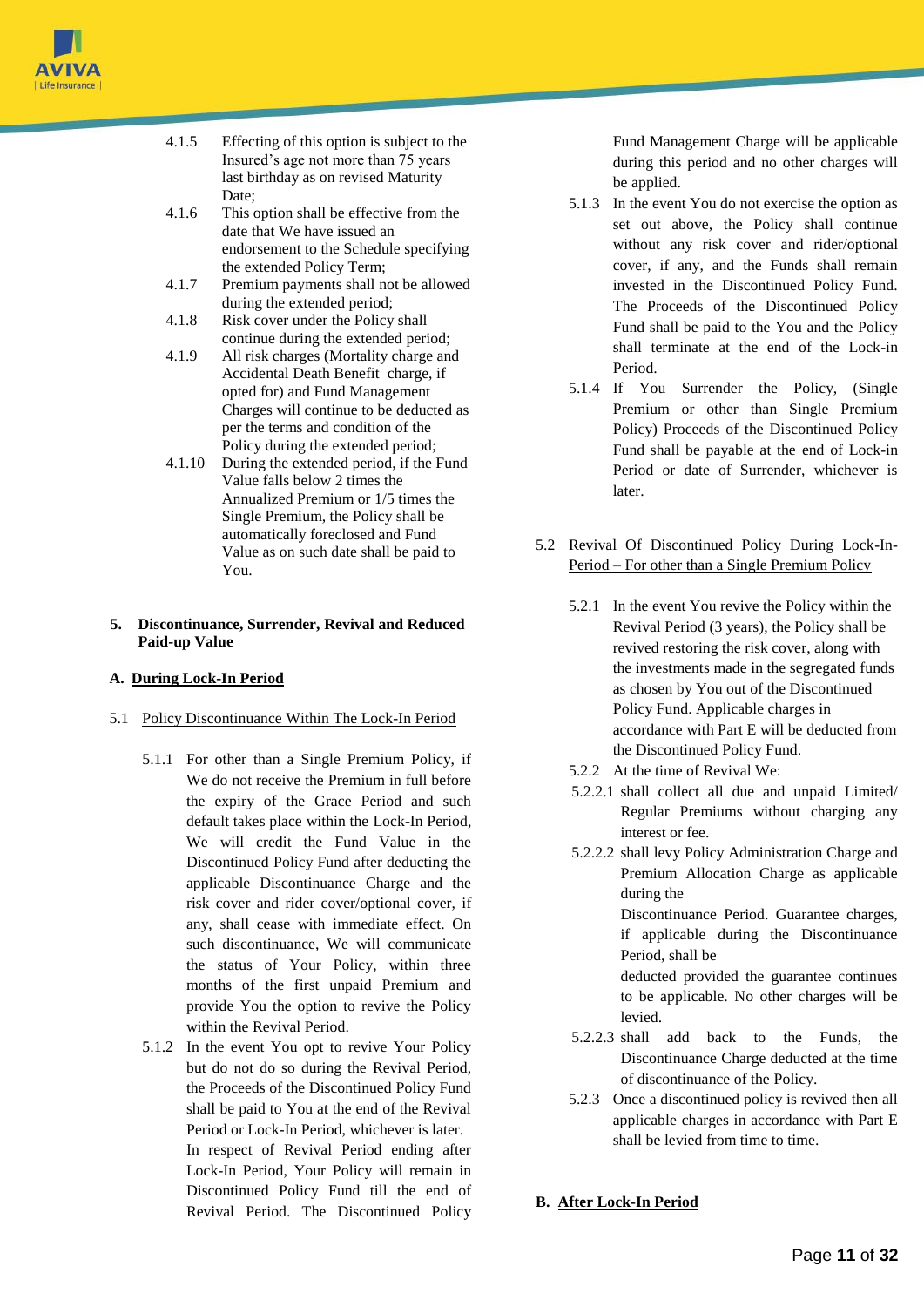4.1.5 Effecting of this option is subject to the Insured's age not more than 75 years last birthday as on revised Maturity Date;

4.1.6 This option shall be effective from the date that We have issued an endorsement to the Schedule specifying the extended Policy Term;

4.1.7 Premium payments shall not be allowed during the extended period;

4.1.8 Risk cover under the Policy shall continue during the extended period;

4.1.9 All risk charges (Mortality charge and Accidental Death Benefit charge, if opted for) and Fund Management Charges will continue to be deducted as per the terms and condition of the Policy during the extended period;

4.1.10 During the extended period, if the Fund Value falls below 2 times the Annualized Premium or 1/5 times the Single Premium, the Policy shall be automatically foreclosed and Fund Value as on such date shall be paid to You.

## 5. Discontinuance, Surrender, Revival and Reduced Paid-up Value

### A. <u>During Lock-In Period</u>

5.1 <u>Policy Discontinuance Within The Lock-In Period</u>

5.1.1 For other than a Single Premium Policy, if We do not receive the Premium in full before the expiry of the Grace Period and such default takes place within the Lock-In Period, We will credit the Fund Value in the Discontinued Policy Fund after deducting the applicable Discontinuance Charge and the risk cover and rider cover/optional cover, if any, shall cease with immediate effect. On such discontinuance, We will communicate the status of Your Policy, within three months of the first unpaid Premium and provide You the option to revive the Policy within the Revival Period.

5.1.2 In the event You opt to revive Your Policy but do not do so during the Revival Period, the Proceeds of the Discontinued Policy Fund shall be paid to You at the end of the Revival Period or Lock-In Period, whichever is later. In respect of Revival Period ending after Lock-In Period, Your Policy will remain in Discontinued Policy Fund till the end of Revival Period. The Discontinued Policy Fund Management Charge will be applicable during this period and no other charges will be applied.

5.1.3 In the event You do not exercise the option as set out above, the Policy shall continue without any risk cover and rider/optional cover, if any, and the Funds shall remain invested in the Discontinued Policy Fund. The Proceeds of the Discontinued Policy Fund shall be paid to the You and the Policy shall terminate at the end of the Lock-in Period.

5.1.4 If You Surrender the Policy, (Single Premium or other than Single Premium Policy) Proceeds of the Discontinued Policy Fund shall be payable at the end of Lock-in Period or date of Surrender, whichever is later.

5.2 <u>Revival Of Discontinued Policy During Lock-In-Period – For other than a Single Premium Policy</u>

5.2.1 In the event You revive the Policy within the Revival Period (3 years), the Policy shall be revived restoring the risk cover, along with the investments made in the segregated funds as chosen by You out of the Discontinued Policy Fund. Applicable charges in accordance with Part E will be deducted from the Discontinued Policy Fund.

5.2.2 At the time of Revival We:

5.2.2.1 shall collect all due and unpaid Limited/ Regular Premiums without charging any interest or fee.

5.2.2.2 shall levy Policy Administration Charge and Premium Allocation Charge as applicable during the Discontinuance Period. Guarantee charges, if applicable during the Discontinuance Period, shall be deducted provided the guarantee continues to be applicable. No other charges will be levied.

5.2.2.3 shall add back to the Funds, the Discontinuance Charge deducted at the time of discontinuance of the Policy.

5.2.3 Once a discontinued policy is revived then all applicable charges in accordance with Part E shall be levied from time to time.

### B. <u>After Lock-In Period</u>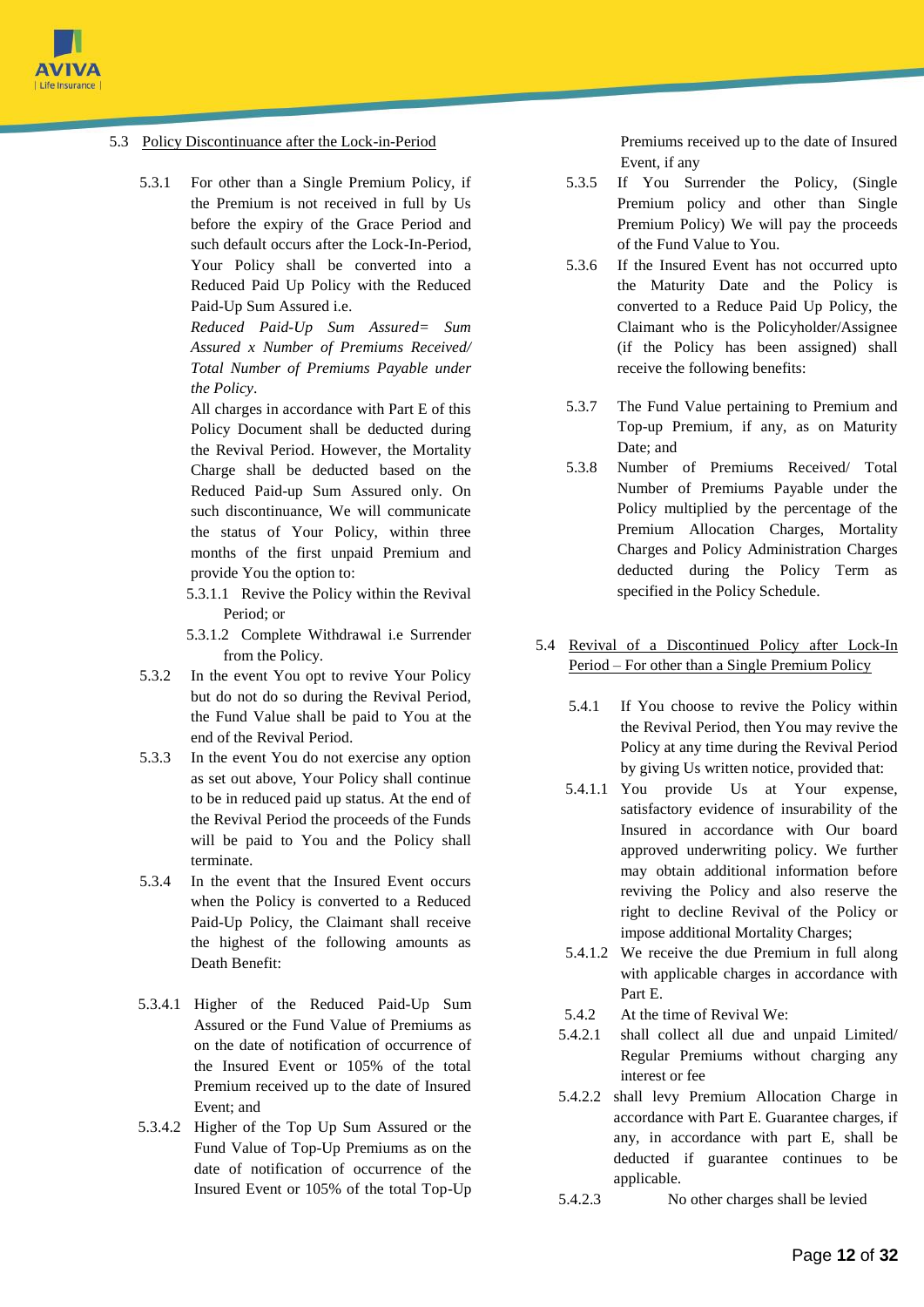5.3 <u>Policy Discontinuance after the Lock-in-Period</u>

5.3.1 For other than a Single Premium Policy, if the Premium is not received in full by Us before the expiry of the Grace Period and such default occurs after the Lock-In-Period, Your Policy shall be converted into a Reduced Paid Up Policy with the Reduced Paid-Up Sum Assured i.e.

*Reduced Paid-Up Sum Assured= Sum Assured x Number of Premiums Received/ Total Number of Premiums Payable under the Policy*.

All charges in accordance with Part E of this Policy Document shall be deducted during the Revival Period. However, the Mortality Charge shall be deducted based on the Reduced Paid-up Sum Assured only. On such discontinuance, We will communicate the status of Your Policy, within three months of the first unpaid Premium and provide You the option to:

5.3.1.1 Revive the Policy within the Revival Period; or

5.3.1.2 Complete Withdrawal i.e Surrender from the Policy.

5.3.2 In the event You opt to revive Your Policy but do not do so during the Revival Period, the Fund Value shall be paid to You at the end of the Revival Period.

5.3.3 In the event You do not exercise any option as set out above, Your Policy shall continue to be in reduced paid up status. At the end of the Revival Period the proceeds of the Funds will be paid to You and the Policy shall terminate.

5.3.4 In the event that the Insured Event occurs when the Policy is converted to a Reduced Paid-Up Policy, the Claimant shall receive the highest of the following amounts as Death Benefit:

5.3.4.1 Higher of the Reduced Paid-Up Sum Assured or the Fund Value of Premiums as on the date of notification of occurrence of the Insured Event or 105% of the total Premium received up to the date of Insured Event; and

5.3.4.2 Higher of the Top Up Sum Assured or the Fund Value of Top-Up Premiums as on the date of notification of occurrence of the Insured Event or 105% of the total Top-Up Premiums received up to the date of Insured Event, if any

5.3.5 If You Surrender the Policy, (Single Premium policy and other than Single Premium Policy) We will pay the proceeds of the Fund Value to You.

5.3.6 If the Insured Event has not occurred upto the Maturity Date and the Policy is converted to a Reduce Paid Up Policy, the Claimant who is the Policyholder/Assignee (if the Policy has been assigned) shall receive the following benefits:

5.3.7 The Fund Value pertaining to Premium and Top-up Premium, if any, as on Maturity Date; and

5.3.8 Number of Premiums Received/ Total Number of Premiums Payable under the Policy multiplied by the percentage of the Premium Allocation Charges, Mortality Charges and Policy Administration Charges deducted during the Policy Term as specified in the Policy Schedule.

5.4 <u>Revival of a Discontinued Policy after Lock-In Period – For other than a Single Premium Policy</u>

5.4.1 If You choose to revive the Policy within the Revival Period, then You may revive the Policy at any time during the Revival Period by giving Us written notice, provided that:

5.4.1.1 You provide Us at Your expense, satisfactory evidence of insurability of the Insured in accordance with Our board approved underwriting policy. We further may obtain additional information before reviving the Policy and also reserve the right to decline Revival of the Policy or impose additional Mortality Charges;

5.4.1.2 We receive the due Premium in full along with applicable charges in accordance with Part E.

5.4.2 At the time of Revival We:

5.4.2.1 shall collect all due and unpaid Limited/ Regular Premiums without charging any interest or fee

5.4.2.2 shall levy Premium Allocation Charge in accordance with Part E. Guarantee charges, if any, in accordance with part E, shall be deducted if guarantee continues to be applicable.

5.4.2.3 No other charges shall be levied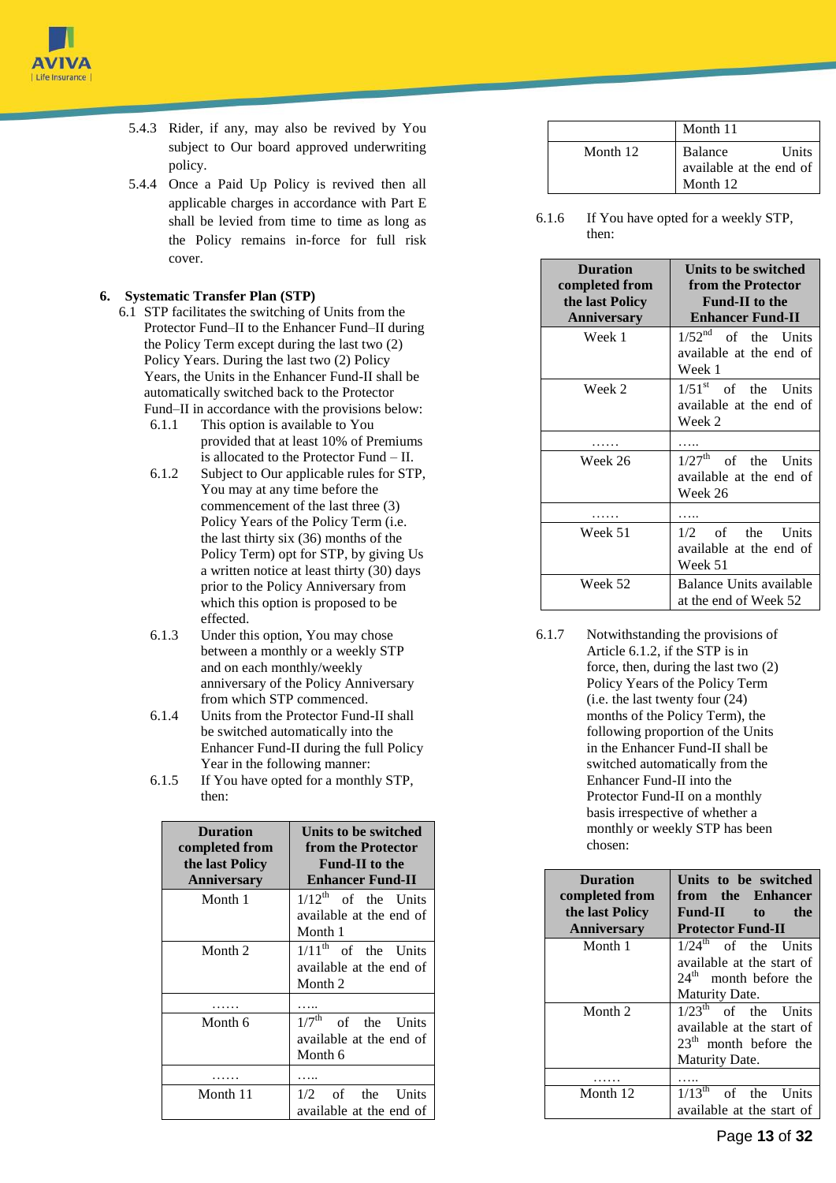5.4.3 Rider, if any, may also be revived by You subject to Our board approved underwriting policy.

5.4.4 Once a Paid Up Policy is revived then all applicable charges in accordance with Part E shall be levied from time to time as long as the Policy remains in-force for full risk cover.

**6. Systematic Transfer Plan (STP)**

6.1 STP facilitates the switching of Units from the Protector Fund–II to the Enhancer Fund–II during the Policy Term except during the last two (2) Policy Years. During the last two (2) Policy Years, the Units in the Enhancer Fund-II shall be automatically switched back to the Protector Fund–II in accordance with the provisions below:

6.1.1 This option is available to You provided that at least 10% of Premiums is allocated to the Protector Fund – II.

6.1.2 Subject to Our applicable rules for STP, You may at any time before the commencement of the last three (3) Policy Years of the Policy Term (i.e. the last thirty six (36) months of the Policy Term) opt for STP, by giving Us a written notice at least thirty (30) days prior to the Policy Anniversary from which this option is proposed to be effected.

6.1.3 Under this option, You may chose between a monthly or a weekly STP and on each monthly/weekly anniversary of the Policy Anniversary from which STP commenced.

6.1.4 Units from the Protector Fund-II shall be switched automatically into the Enhancer Fund-II during the full Policy Year in the following manner:

6.1.5 If You have opted for a monthly STP, then:

| Duration completed from the last Policy Anniversary | Units to be switched from the Protector Fund-II to the Enhancer Fund-II |
|---|---|
| Month 1 | 1/12th of the Units available at the end of Month 1 |
| Month 2 | 1/11th of the Units available at the end of Month 2 |
| …… | ….. |
| Month 6 | 1/7th of the Units available at the end of Month 6 |
| …… | ….. |
| Month 11 | 1/2 of the Units available at the end of Month 11 |
| Month 12 | Balance Units available at the end of Month 12 |

6.1.6 If You have opted for a weekly STP, then:

| Duration completed from the last Policy Anniversary | Units to be switched from the Protector Fund-II to the Enhancer Fund-II |
|---|---|
| Week 1 | 1/52nd of the Units available at the end of Week 1 |
| Week 2 | 1/51st of the Units available at the end of Week 2 |
| …… | ….. |
| Week 26 | 1/27th of the Units available at the end of Week 26 |
| …… | ….. |
| Week 51 | 1/2 of the Units available at the end of Week 51 |
| Week 52 | Balance Units available at the end of Week 52 |

6.1.7 Notwithstanding the provisions of Article 6.1.2, if the STP is in force, then, during the last two (2) Policy Years of the Policy Term (i.e. the last twenty four (24) months of the Policy Term), the following proportion of the Units in the Enhancer Fund-II shall be switched automatically from the Enhancer Fund-II into the Protector Fund-II on a monthly basis irrespective of whether a monthly or weekly STP has been chosen:

| Duration completed from the last Policy Anniversary | Units to be switched from the Enhancer Fund-II to the Protector Fund-II |
|---|---|
| Month 1 | 1/24th of the Units available at the start of 24th month before the Maturity Date. |
| Month 2 | 1/23th of the Units available at the start of 23th month before the Maturity Date. |
| …… | ….. |
| Month 12 | 1/13th of the Units available at the start of |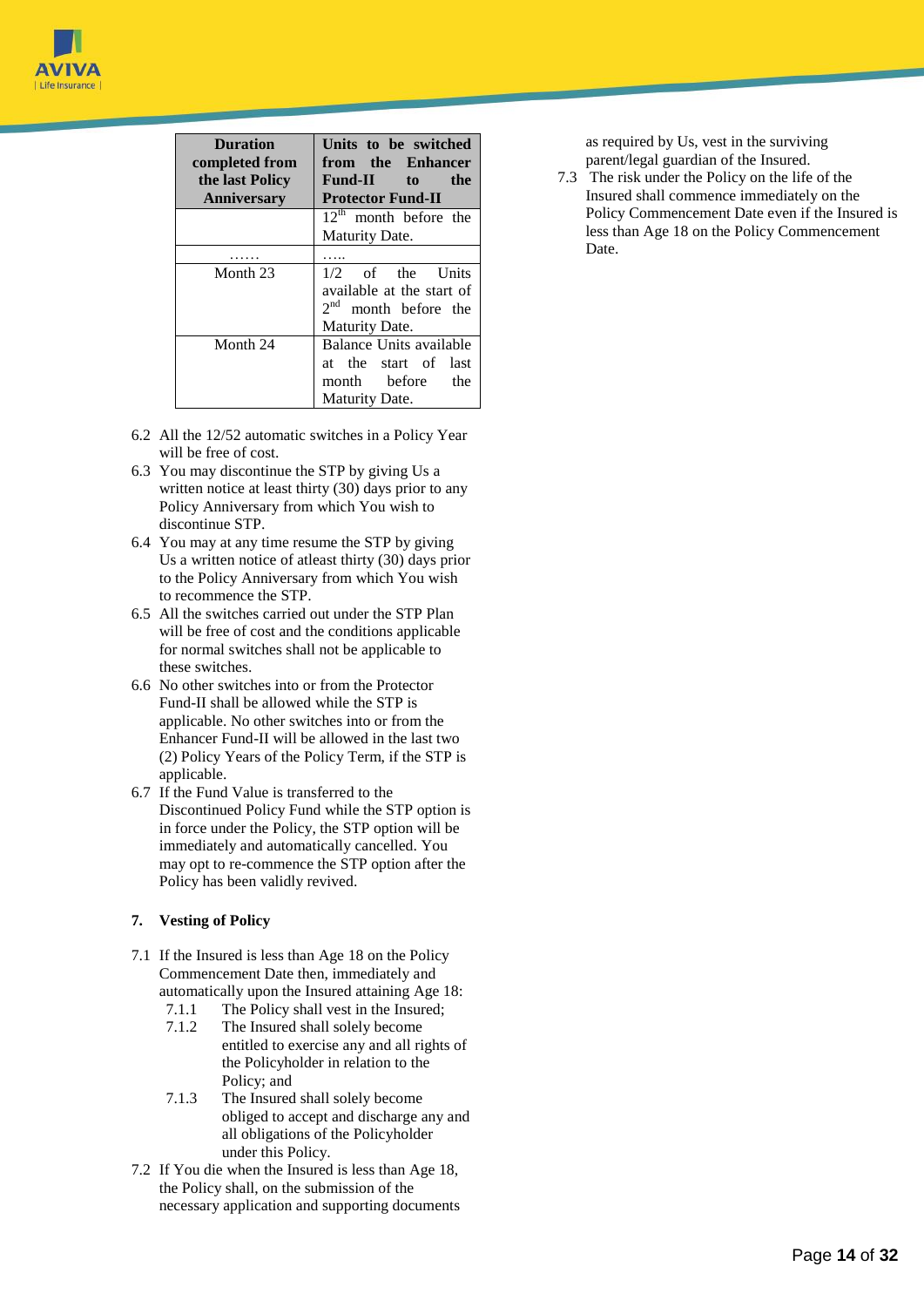| Duration completed from the last Policy Anniversary | Units to be switched from the Enhancer Fund-II to the Protector Fund-II |
|---|---|
| | 12th month before the Maturity Date. |
| …… | ….. |
| Month 23 | 1/2 of the Units available at the start of 2nd month before the Maturity Date. |
| Month 24 | Balance Units available at the start of last month before the Maturity Date. |

6.2 All the 12/52 automatic switches in a Policy Year will be free of cost.

6.3 You may discontinue the STP by giving Us a written notice at least thirty (30) days prior to any Policy Anniversary from which You wish to discontinue STP.

6.4 You may at any time resume the STP by giving Us a written notice of atleast thirty (30) days prior to the Policy Anniversary from which You wish to recommence the STP.

6.5 All the switches carried out under the STP Plan will be free of cost and the conditions applicable for normal switches shall not be applicable to these switches.

6.6 No other switches into or from the Protector Fund-II shall be allowed while the STP is applicable. No other switches into or from the Enhancer Fund-II will be allowed in the last two (2) Policy Years of the Policy Term, if the STP is applicable.

6.7 If the Fund Value is transferred to the Discontinued Policy Fund while the STP option is in force under the Policy, the STP option will be immediately and automatically cancelled. You may opt to re-commence the STP option after the Policy has been validly revived.

## 7. Vesting of Policy

7.1 If the Insured is less than Age 18 on the Policy Commencement Date then, immediately and automatically upon the Insured attaining Age 18:

- 7.1.1 The Policy shall vest in the Insured;
- 7.1.2 The Insured shall solely become entitled to exercise any and all rights of the Policyholder in relation to the Policy; and
- 7.1.3 The Insured shall solely become obliged to accept and discharge any and all obligations of the Policyholder under this Policy.

7.2 If You die when the Insured is less than Age 18, the Policy shall, on the submission of the necessary application and supporting documents as required by Us, vest in the surviving parent/legal guardian of the Insured.

7.3 The risk under the Policy on the life of the Insured shall commence immediately on the Policy Commencement Date even if the Insured is less than Age 18 on the Policy Commencement Date.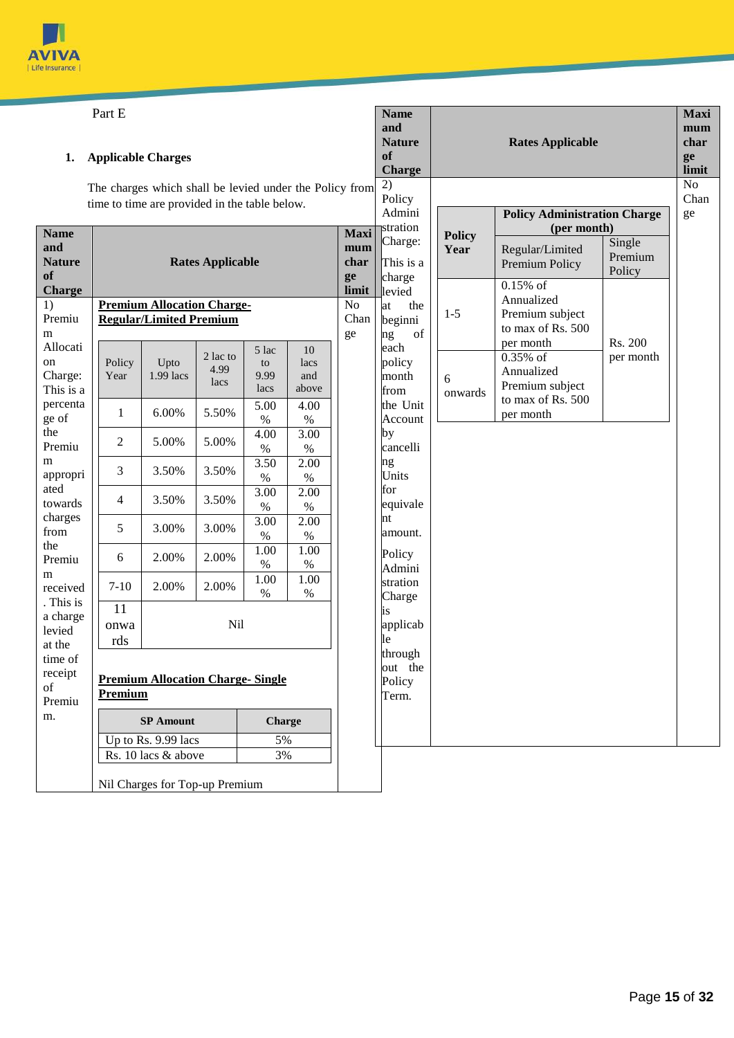Part E

**1. Applicable Charges**

The charges which shall be levied under the Policy from time to time are provided in the table below.

| Name and Nature of Charge | Rates Applicable | Maximum charge limit |
|---|---|---|
| 1) Premium Allocation Charge: This is a percentage of the Premium appropriated towards charges from the Premium received. This is a charge levied at the time of receipt of Premium. | **Premium Allocation Charge- Regular/Limited Premium** (see table A below); **Premium Allocation Charge- Single Premium** (see table B below); Nil Charges for Top-up Premium | No Change |
| 2) Policy Administration Charge: This is a charge levied at the beginning of each policy month from the Unit Account by cancelling Units for equivalent amount. Policy Administration Charge is applicable throughout the Policy Term. | (see table C below) | No Change |

**Table A: Premium Allocation Charge- Regular/Limited Premium**

| Policy Year | Upto 1.99 lacs | 2 lac to 4.99 lacs | 5 lac to 9.99 lacs | 10 lacs and above |
|---|---|---|---|---|
| 1 | 6.00% | 5.50% | 5.00 % | 4.00 % |
| 2 | 5.00% | 5.00% | 4.00 % | 3.00 % |
| 3 | 3.50% | 3.50% | 3.50 % | 2.00 % |
| 4 | 3.50% | 3.50% | 3.00 % | 2.00 % |
| 5 | 3.00% | 3.00% | 3.00 % | 2.00 % |
| 6 | 2.00% | 2.00% | 1.00 % | 1.00 % |
| 7-10 | 2.00% | 2.00% | 1.00 % | 1.00 % |
| 11 onwards | Nil | | | |

**Table B: Premium Allocation Charge- Single Premium**

| SP Amount | Charge |
|---|---|
| Up to Rs. 9.99 lacs | 5% |
| Rs. 10 lacs & above | 3% |

**Table C: Policy Administration Charge**

| Policy Year | Policy Administration Charge (per month) | |
|---|---|---|
| | Regular/Limited Premium Policy | Single Premium Policy |
| 1-5 | 0.15% of Annualized Premium subject to max of Rs. 500 per month | Rs. 200 per month |
| 6 onwards | 0.35% of Annualized Premium subject to max of Rs. 500 per month | Rs. 200 per month |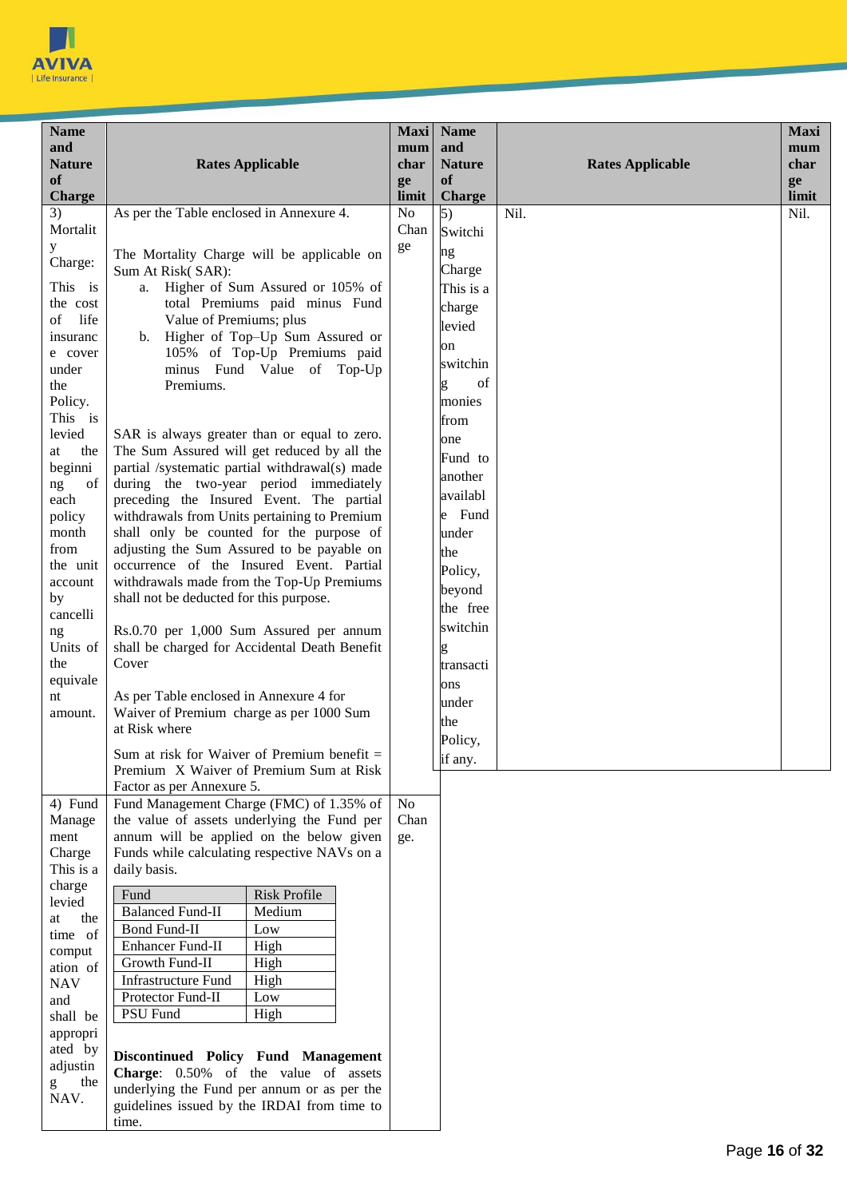| Name and Nature of Charge | Rates Applicable | Maximum charge limit | Name and Nature of Charge | Rates Applicable | Maximum charge limit |
|---|---|---|---|---|---|
| 3) Mortality Charge: This is the cost of life insurance cover under the Policy. This is levied at the beginning of each policy month from the unit account by cancelling Units of the equivalent amount. | As per the Table enclosed in Annexure 4.<br><br>The Mortality Charge will be applicable on Sum At Risk( SAR):<br>a. Higher of Sum Assured or 105% of total Premiums paid minus Fund Value of Premiums; plus<br>b. Higher of Top–Up Sum Assured or 105% of Top-Up Premiums paid minus Fund Value of Top-Up Premiums.<br><br>SAR is always greater than or equal to zero. The Sum Assured will get reduced by all the partial /systematic partial withdrawal(s) made during the two-year period immediately preceding the Insured Event. The partial withdrawals from Units pertaining to Premium shall only be counted for the purpose of adjusting the Sum Assured to be payable on occurrence of the Insured Event. Partial withdrawals made from the Top-Up Premiums shall not be deducted for this purpose.<br><br>Rs.0.70 per 1,000 Sum Assured per annum shall be charged for Accidental Death Benefit Cover<br><br>As per Table enclosed in Annexure 4 for Waiver of Premium charge as per 1000 Sum at Risk where<br><br>Sum at risk for Waiver of Premium benefit = Premium X Waiver of Premium Sum at Risk Factor as per Annexure 5. | No Change | 5) Switching Charge This is a charge levied on switching of monies from one Fund to another available Fund under the Policy, beyond the free switching transactions under the Policy, if any. | Nil. | Nil. |
| 4) Fund Management Charge This is a charge levied at the time of computation of NAV and shall be appropriated by adjusting the NAV. | Fund Management Charge (FMC) of 1.35% of the value of assets underlying the Fund per annum will be applied on the below given Funds while calculating respective NAVs on a daily basis.<br><br>Fund – Risk Profile<br>Balanced Fund-II – Medium<br>Bond Fund-II – Low<br>Enhancer Fund-II – High<br>Growth Fund-II – High<br>Infrastructure Fund – High<br>Protector Fund-II – Low<br>PSU Fund – High<br><br>**Discontinued Policy Fund Management Charge**: 0.50% of the value of assets underlying the Fund per annum or as per the guidelines issued by the IRDAI from time to time. | No Change. | | | |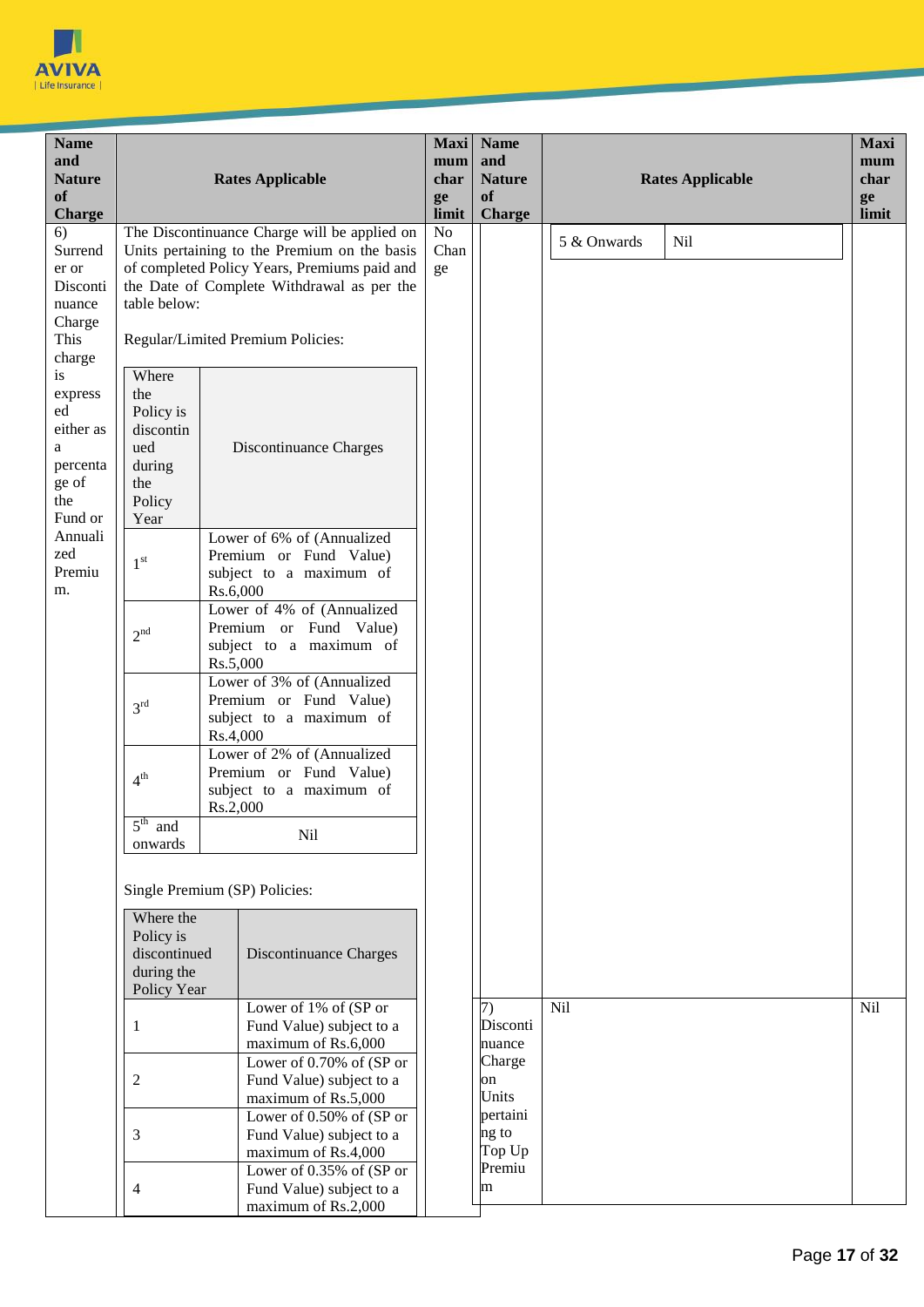| Name and Nature of Charge | Rates Applicable | Maximum charge limit | Name and Nature of Charge | Rates Applicable | Maximum charge limit |
|---|---|---|---|---|---|
| 6) Surrender or Discontinuance Charge This charge is expressed either as a percentage of the Fund or Annualized Premium. | The Discontinuance Charge will be applied on Units pertaining to the Premium on the basis of completed Policy Years, Premiums paid and the Date of Complete Withdrawal as per the table below:<br><br>Regular/Limited Premium Policies:<br><br>(see table below)<br><br>Single Premium (SP) Policies:<br><br>(see table below) | No Change | | 5 & Onwards — Nil | |
| | | | 7) Discontinuance Charge on Units pertaining to Top Up Premium | Nil | Nil |

Regular/Limited Premium Policies:

| Where the Policy is discontinued during the Policy Year | Discontinuance Charges |
|---|---|
| 1st | Lower of 6% of (Annualized Premium or Fund Value) subject to a maximum of Rs.6,000 |
| 2nd | Lower of 4% of (Annualized Premium or Fund Value) subject to a maximum of Rs.5,000 |
| 3rd | Lower of 3% of (Annualized Premium or Fund Value) subject to a maximum of Rs.4,000 |
| 4th | Lower of 2% of (Annualized Premium or Fund Value) subject to a maximum of Rs.2,000 |
| 5th and onwards | Nil |

Single Premium (SP) Policies:

| Where the Policy is discontinued during the Policy Year | Discontinuance Charges |
|---|---|
| 1 | Lower of 1% of (SP or Fund Value) subject to a maximum of Rs.6,000 |
| 2 | Lower of 0.70% of (SP or Fund Value) subject to a maximum of Rs.5,000 |
| 3 | Lower of 0.50% of (SP or Fund Value) subject to a maximum of Rs.4,000 |
| 4 | Lower of 0.35% of (SP or Fund Value) subject to a maximum of Rs.2,000 |
| 5 & Onwards | Nil |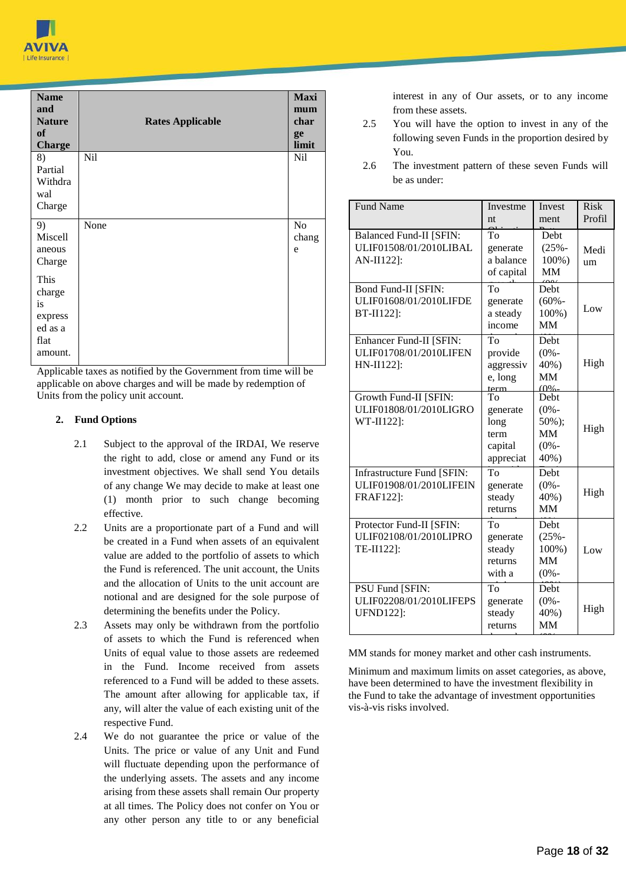| Name and Nature of Charge | Rates Applicable | Maximum charge limit |
|---|---|---|
| 8) Partial Withdrawal Charge | Nil | Nil |
| 9) Miscellaneous Charge<br>This charge is expressed as a flat amount. | None | No change |

Applicable taxes as notified by the Government from time will be applicable on above charges and will be made by redemption of Units from the policy unit account.

## 2. Fund Options

2.1 Subject to the approval of the IRDAI, We reserve the right to add, close or amend any Fund or its investment objectives. We shall send You details of any change We may decide to make at least one (1) month prior to such change becoming effective.

2.2 Units are a proportionate part of a Fund and will be created in a Fund when assets of an equivalent value are added to the portfolio of assets to which the Fund is referenced. The unit account, the Units and the allocation of Units to the unit account are notional and are designed for the sole purpose of determining the benefits under the Policy.

2.3 Assets may only be withdrawn from the portfolio of assets to which the Fund is referenced when Units of equal value to those assets are redeemed in the Fund. Income received from assets referenced to a Fund will be added to these assets. The amount after allowing for applicable tax, if any, will alter the value of each existing unit of the respective Fund.

2.4 We do not guarantee the price or value of the Units. The price or value of any Unit and Fund will fluctuate depending upon the performance of the underlying assets. The assets and any income arising from these assets shall remain Our property at all times. The Policy does not confer on You or any other person any title to or any beneficial interest in any of Our assets, or to any income from these assets.

2.5 You will have the option to invest in any of the following seven Funds in the proportion desired by You.

2.6 The investment pattern of these seven Funds will be as under:

| Fund Name | Investment Objective | Investment Pattern | Risk Profile |
|---|---|---|---|
| Balanced Fund-II [SFIN: ULIF01508/01/2010LIBALAN-II122]: | To generate a balance of capital | Debt (25%-100%) MM | Medium |
| Bond Fund-II [SFIN: ULIF01608/01/2010LIFDEBT-II122]: | To generate a steady income | Debt (60%-100%) MM | Low |
| Enhancer Fund-II [SFIN: ULIF01708/01/2010LIFENHN-II122]: | To provide aggressive, long term | Debt (0%-40%) MM | High |
| Growth Fund-II [SFIN: ULIF01808/01/2010LIGROWT-II122]: | To generate long term capital appreciat | Debt (0%-50%); MM (0%-40%) | High |
| Infrastructure Fund [SFIN: ULIF01908/01/2010LIFEINFRAF122]: | To generate steady returns | Debt (0%-40%) MM | High |
| Protector Fund-II [SFIN: ULIF02108/01/2010LIPROTE-II122]: | To generate steady returns with a | Debt (25%-100%) MM (0%- | Low |
| PSU Fund [SFIN: ULIF02208/01/2010LIFEPSUFND122]: | To generate steady returns | Debt (0%-40%) MM | High |

MM stands for money market and other cash instruments.

Minimum and maximum limits on asset categories, as above, have been determined to have the investment flexibility in the Fund to take the advantage of investment opportunities vis-à-vis risks involved.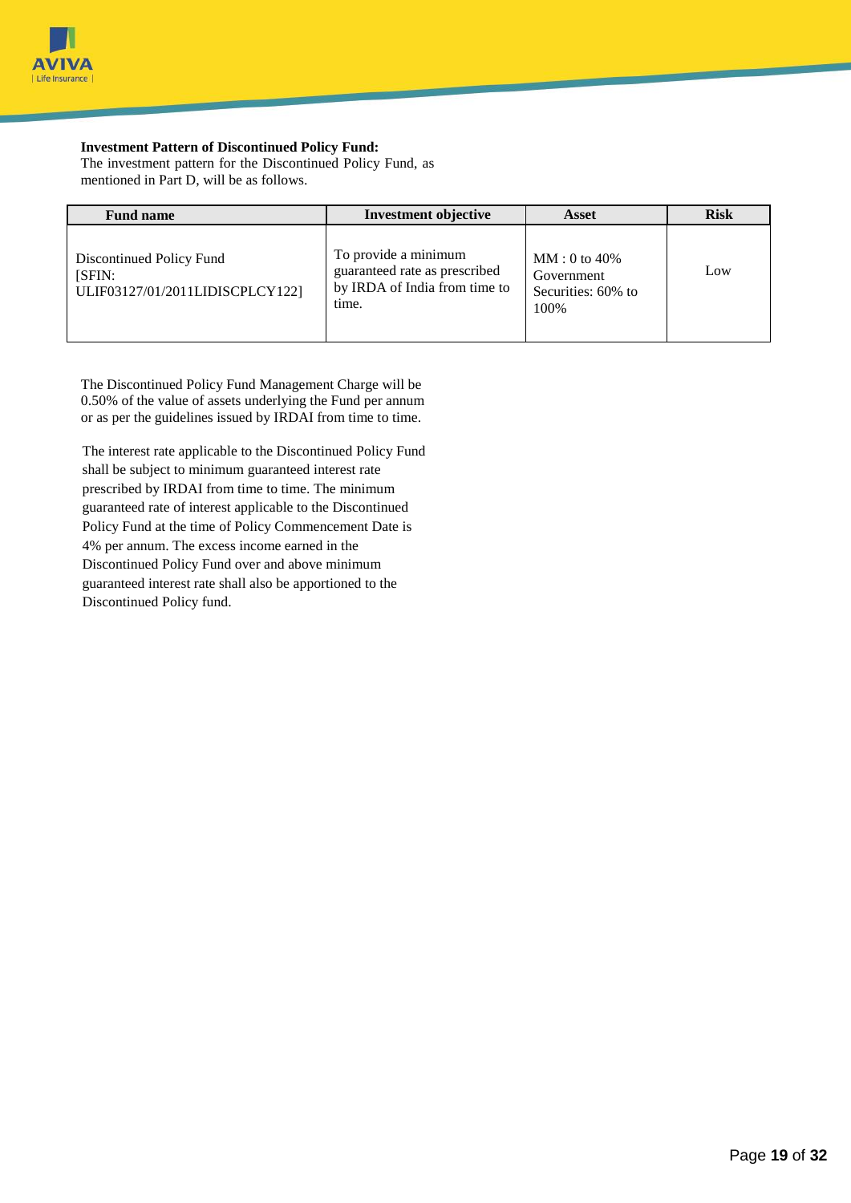**Investment Pattern of Discontinued Policy Fund:**
The investment pattern for the Discontinued Policy Fund, as mentioned in Part D, will be as follows.

| Fund name | Investment objective | Asset | Risk |
|---|---|---|---|
| Discontinued Policy Fund [SFIN: ULIF03127/01/2011LIDISCPLCY122] | To provide a minimum guaranteed rate as prescribed by IRDA of India from time to time. | MM : 0 to 40% Government Securities: 60% to 100% | Low |

The Discontinued Policy Fund Management Charge will be 0.50% of the value of assets underlying the Fund per annum or as per the guidelines issued by IRDAI from time to time.

The interest rate applicable to the Discontinued Policy Fund shall be subject to minimum guaranteed interest rate prescribed by IRDAI from time to time. The minimum guaranteed rate of interest applicable to the Discontinued Policy Fund at the time of Policy Commencement Date is 4% per annum. The excess income earned in the Discontinued Policy Fund over and above minimum guaranteed interest rate shall also be apportioned to the Discontinued Policy fund.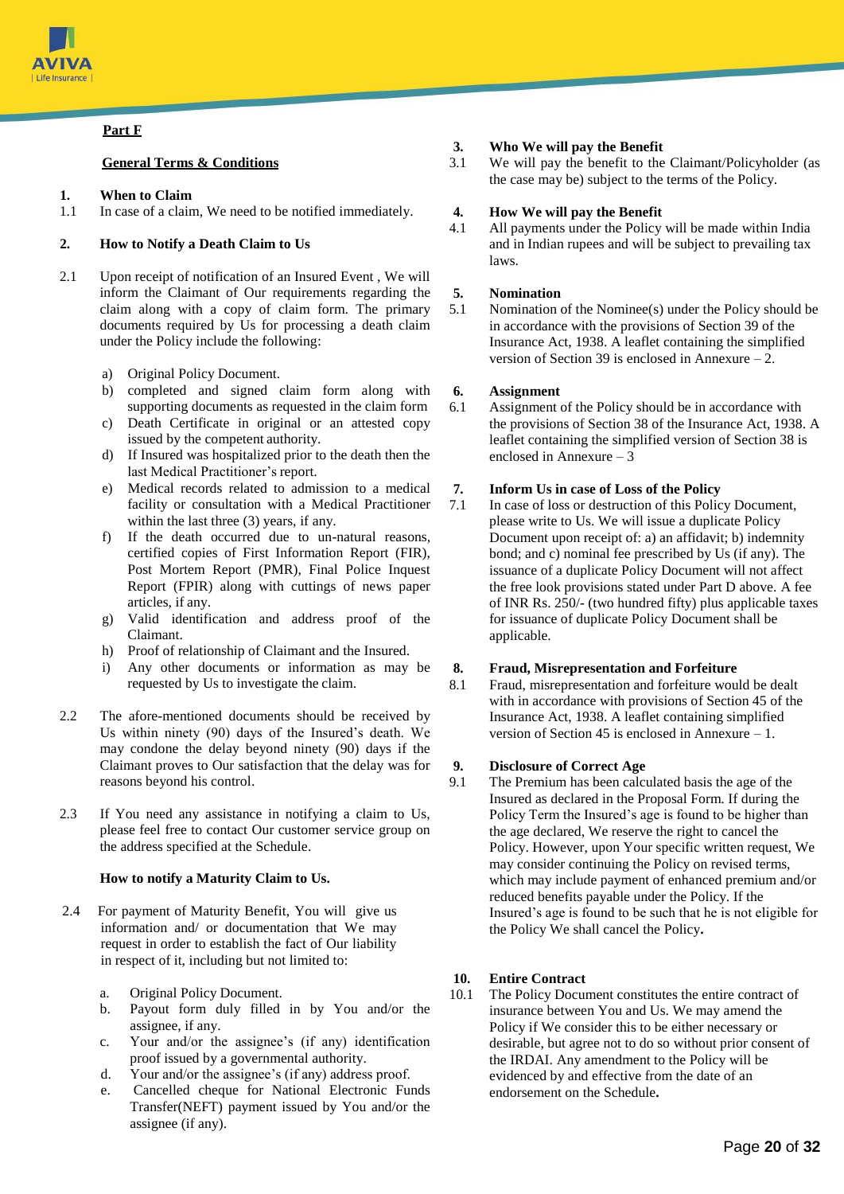## Part F

## General Terms & Conditions

**1. When to Claim**

1.1 In case of a claim, We need to be notified immediately.

**2. How to Notify a Death Claim to Us**

2.1 Upon receipt of notification of an Insured Event , We will inform the Claimant of Our requirements regarding the claim along with a copy of claim form. The primary documents required by Us for processing a death claim under the Policy include the following:

a) Original Policy Document.
b) completed and signed claim form along with supporting documents as requested in the claim form
c) Death Certificate in original or an attested copy issued by the competent authority.
d) If Insured was hospitalized prior to the death then the last Medical Practitioner's report.
e) Medical records related to admission to a medical facility or consultation with a Medical Practitioner within the last three (3) years, if any.
f) If the death occurred due to un-natural reasons, certified copies of First Information Report (FIR), Post Mortem Report (PMR), Final Police Inquest Report (FPIR) along with cuttings of news paper articles, if any.
g) Valid identification and address proof of the Claimant.
h) Proof of relationship of Claimant and the Insured.
i) Any other documents or information as may be requested by Us to investigate the claim.

2.2 The afore-mentioned documents should be received by Us within ninety (90) days of the Insured's death. We may condone the delay beyond ninety (90) days if the Claimant proves to Our satisfaction that the delay was for reasons beyond his control.

2.3 If You need any assistance in notifying a claim to Us, please feel free to contact Our customer service group on the address specified at the Schedule.

**How to notify a Maturity Claim to Us.**

2.4 For payment of Maturity Benefit, You will give us information and/ or documentation that We may request in order to establish the fact of Our liability in respect of it, including but not limited to:

a. Original Policy Document.
b. Payout form duly filled in by You and/or the assignee, if any.
c. Your and/or the assignee's (if any) identification proof issued by a governmental authority.
d. Your and/or the assignee's (if any) address proof.
e. Cancelled cheque for National Electronic Funds Transfer(NEFT) payment issued by You and/or the assignee (if any).

**3. Who We will pay the Benefit**

3.1 We will pay the benefit to the Claimant/Policyholder (as the case may be) subject to the terms of the Policy.

**4. How We will pay the Benefit**

4.1 All payments under the Policy will be made within India and in Indian rupees and will be subject to prevailing tax laws.

**5. Nomination**

5.1 Nomination of the Nominee(s) under the Policy should be in accordance with the provisions of Section 39 of the Insurance Act, 1938. A leaflet containing the simplified version of Section 39 is enclosed in Annexure – 2.

**6. Assignment**

6.1 Assignment of the Policy should be in accordance with the provisions of Section 38 of the Insurance Act, 1938. A leaflet containing the simplified version of Section 38 is enclosed in Annexure – 3

**7. Inform Us in case of Loss of the Policy**

7.1 In case of loss or destruction of this Policy Document, please write to Us. We will issue a duplicate Policy Document upon receipt of: a) an affidavit; b) indemnity bond; and c) nominal fee prescribed by Us (if any). The issuance of a duplicate Policy Document will not affect the free look provisions stated under Part D above. A fee of INR Rs. 250/- (two hundred fifty) plus applicable taxes for issuance of duplicate Policy Document shall be applicable.

**8. Fraud, Misrepresentation and Forfeiture**

8.1 Fraud, misrepresentation and forfeiture would be dealt with in accordance with provisions of Section 45 of the Insurance Act, 1938. A leaflet containing simplified version of Section 45 is enclosed in Annexure – 1.

**9. Disclosure of Correct Age**

9.1 The Premium has been calculated basis the age of the Insured as declared in the Proposal Form. If during the Policy Term the Insured's age is found to be higher than the age declared, We reserve the right to cancel the Policy. However, upon Your specific written request, We may consider continuing the Policy on revised terms, which may include payment of enhanced premium and/or reduced benefits payable under the Policy. If the Insured's age is found to be such that he is not eligible for the Policy We shall cancel the Policy.

**10. Entire Contract**

10.1 The Policy Document constitutes the entire contract of insurance between You and Us. We may amend the Policy if We consider this to be either necessary or desirable, but agree not to do so without prior consent of the IRDAI. Any amendment to the Policy will be evidenced by and effective from the date of an endorsement on the Schedule.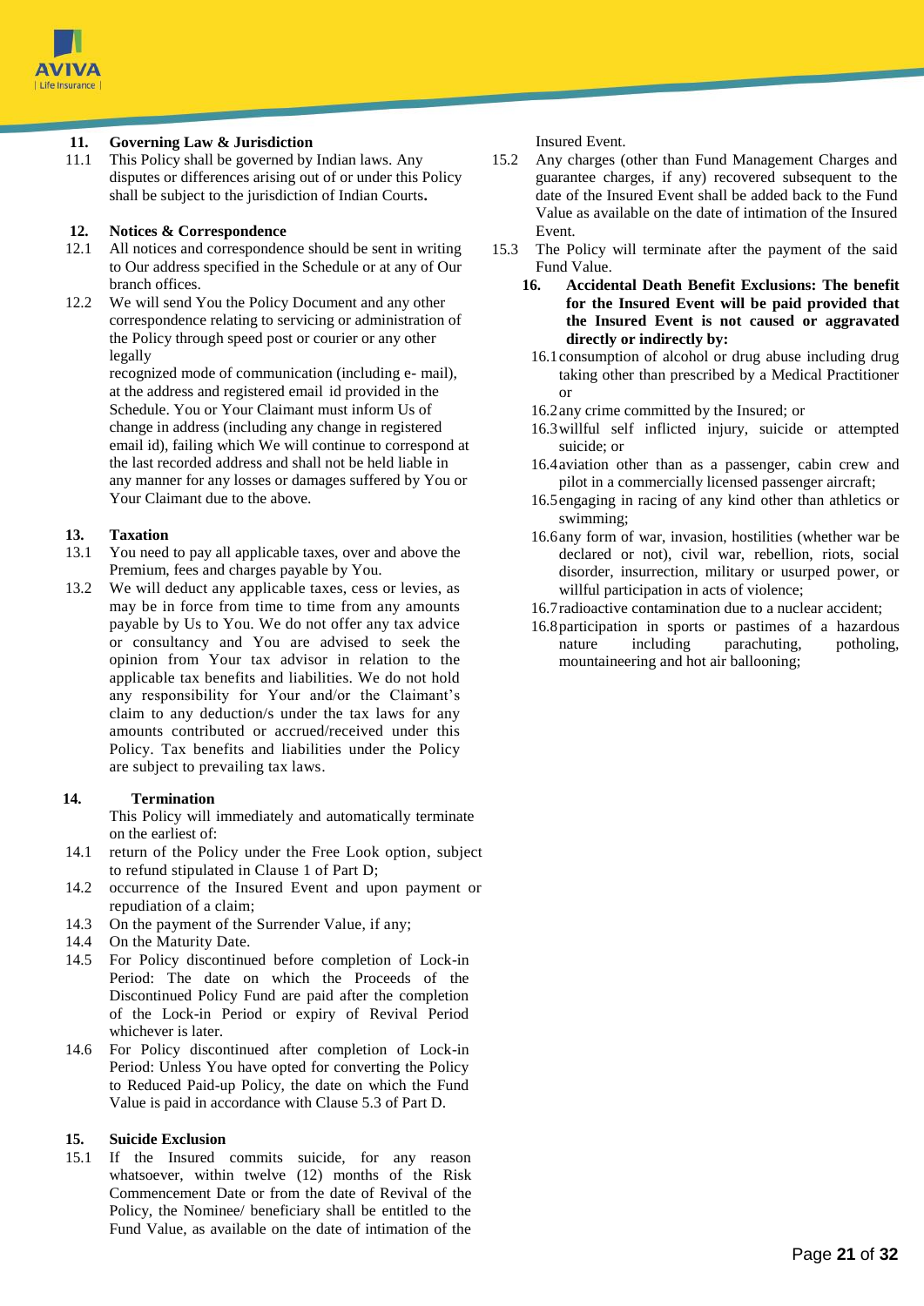**11. Governing Law & Jurisdiction**

11.1 This Policy shall be governed by Indian laws. Any disputes or differences arising out of or under this Policy shall be subject to the jurisdiction of Indian Courts**.**

**12. Notices & Correspondence**

12.1 All notices and correspondence should be sent in writing to Our address specified in the Schedule or at any of Our branch offices.

12.2 We will send You the Policy Document and any other correspondence relating to servicing or administration of the Policy through speed post or courier or any other legally recognized mode of communication (including e- mail), at the address and registered email id provided in the Schedule. You or Your Claimant must inform Us of change in address (including any change in registered email id), failing which We will continue to correspond at the last recorded address and shall not be held liable in any manner for any losses or damages suffered by You or Your Claimant due to the above.

**13. Taxation**

13.1 You need to pay all applicable taxes, over and above the Premium, fees and charges payable by You.

13.2 We will deduct any applicable taxes, cess or levies, as may be in force from time to time from any amounts payable by Us to You. We do not offer any tax advice or consultancy and You are advised to seek the opinion from Your tax advisor in relation to the applicable tax benefits and liabilities. We do not hold any responsibility for Your and/or the Claimant's claim to any deduction/s under the tax laws for any amounts contributed or accrued/received under this Policy. Tax benefits and liabilities under the Policy are subject to prevailing tax laws.

**14. Termination**

This Policy will immediately and automatically terminate on the earliest of:

14.1 return of the Policy under the Free Look option, subject to refund stipulated in Clause 1 of Part D;

14.2 occurrence of the Insured Event and upon payment or repudiation of a claim;

14.3 On the payment of the Surrender Value, if any;

14.4 On the Maturity Date.

14.5 For Policy discontinued before completion of Lock-in Period: The date on which the Proceeds of the Discontinued Policy Fund are paid after the completion of the Lock-in Period or expiry of Revival Period whichever is later.

14.6 For Policy discontinued after completion of Lock-in Period: Unless You have opted for converting the Policy to Reduced Paid-up Policy, the date on which the Fund Value is paid in accordance with Clause 5.3 of Part D.

**15. Suicide Exclusion**

15.1 If the Insured commits suicide, for any reason whatsoever, within twelve (12) months of the Risk Commencement Date or from the date of Revival of the Policy, the Nominee/ beneficiary shall be entitled to the Fund Value, as available on the date of intimation of the Insured Event.

15.2 Any charges (other than Fund Management Charges and guarantee charges, if any) recovered subsequent to the date of the Insured Event shall be added back to the Fund Value as available on the date of intimation of the Insured Event.

15.3 The Policy will terminate after the payment of the said Fund Value.

**16. Accidental Death Benefit Exclusions: The benefit for the Insured Event will be paid provided that the Insured Event is not caused or aggravated directly or indirectly by:**

16.1 consumption of alcohol or drug abuse including drug taking other than prescribed by a Medical Practitioner or

16.2 any crime committed by the Insured; or

16.3 willful self inflicted injury, suicide or attempted suicide; or

16.4 aviation other than as a passenger, cabin crew and pilot in a commercially licensed passenger aircraft;

16.5 engaging in racing of any kind other than athletics or swimming;

16.6 any form of war, invasion, hostilities (whether war be declared or not), civil war, rebellion, riots, social disorder, insurrection, military or usurped power, or willful participation in acts of violence;

16.7 radioactive contamination due to a nuclear accident;

16.8 participation in sports or pastimes of a hazardous nature including parachuting, potholing, mountaineering and hot air ballooning;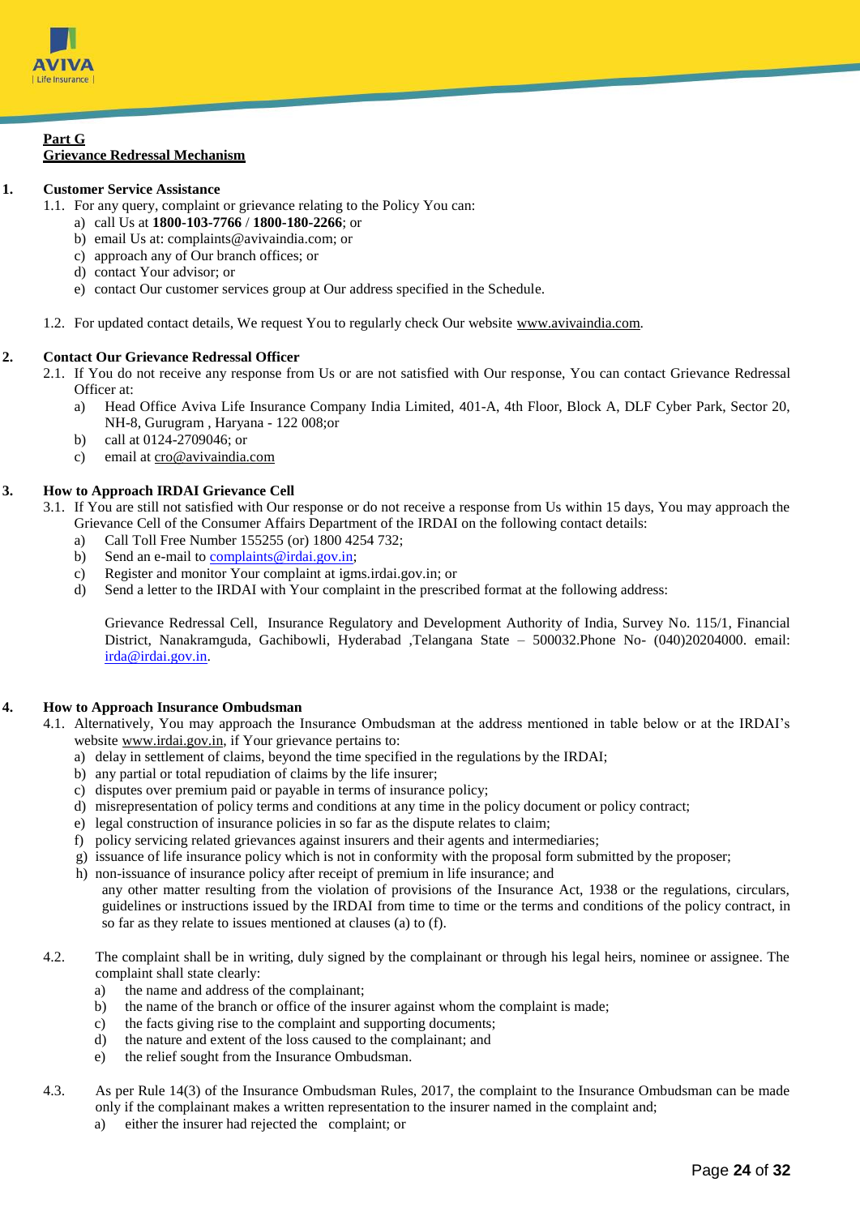## Part G
## Grievance Redressal Mechanism

**1. Customer Service Assistance**

1.1. For any query, complaint or grievance relating to the Policy You can:

a) call Us at **1800-103-7766** / **1800-180-2266**; or
b) email Us at: complaints@avivaindia.com; or
c) approach any of Our branch offices; or
d) contact Your advisor; or
e) contact Our customer services group at Our address specified in the Schedule.

1.2. For updated contact details, We request You to regularly check Our website www.avivaindia.com.

**2. Contact Our Grievance Redressal Officer**

2.1. If You do not receive any response from Us or are not satisfied with Our response, You can contact Grievance Redressal Officer at:

a) Head Office Aviva Life Insurance Company India Limited, 401-A, 4th Floor, Block A, DLF Cyber Park, Sector 20, NH-8, Gurugram , Haryana - 122 008;or
b) call at 0124-2709046; or
c) email at cro@avivaindia.com

**3. How to Approach IRDAI Grievance Cell**

3.1. If You are still not satisfied with Our response or do not receive a response from Us within 15 days, You may approach the Grievance Cell of the Consumer Affairs Department of the IRDAI on the following contact details:

a) Call Toll Free Number 155255 (or) 1800 4254 732;
b) Send an e-mail to complaints@irdai.gov.in;
c) Register and monitor Your complaint at igms.irdai.gov.in; or
d) Send a letter to the IRDAI with Your complaint in the prescribed format at the following address:

Grievance Redressal Cell, Insurance Regulatory and Development Authority of India, Survey No. 115/1, Financial District, Nanakramguda, Gachibowli, Hyderabad ,Telangana State – 500032.Phone No- (040)20204000. email: irda@irdai.gov.in.

**4. How to Approach Insurance Ombudsman**

4.1. Alternatively, You may approach the Insurance Ombudsman at the address mentioned in table below or at the IRDAI's website www.irdai.gov.in, if Your grievance pertains to:

a) delay in settlement of claims, beyond the time specified in the regulations by the IRDAI;
b) any partial or total repudiation of claims by the life insurer;
c) disputes over premium paid or payable in terms of insurance policy;
d) misrepresentation of policy terms and conditions at any time in the policy document or policy contract;
e) legal construction of insurance policies in so far as the dispute relates to claim;
f) policy servicing related grievances against insurers and their agents and intermediaries;
g) issuance of life insurance policy which is not in conformity with the proposal form submitted by the proposer;
h) non-issuance of insurance policy after receipt of premium in life insurance; and

any other matter resulting from the violation of provisions of the Insurance Act, 1938 or the regulations, circulars, guidelines or instructions issued by the IRDAI from time to time or the terms and conditions of the policy contract, in so far as they relate to issues mentioned at clauses (a) to (f).

4.2. The complaint shall be in writing, duly signed by the complainant or through his legal heirs, nominee or assignee. The complaint shall state clearly:

a) the name and address of the complainant;
b) the name of the branch or office of the insurer against whom the complaint is made;
c) the facts giving rise to the complaint and supporting documents;
d) the nature and extent of the loss caused to the complainant; and
e) the relief sought from the Insurance Ombudsman.

4.3. As per Rule 14(3) of the Insurance Ombudsman Rules, 2017, the complaint to the Insurance Ombudsman can be made only if the complainant makes a written representation to the insurer named in the complaint and;

a) either the insurer had rejected the complaint; or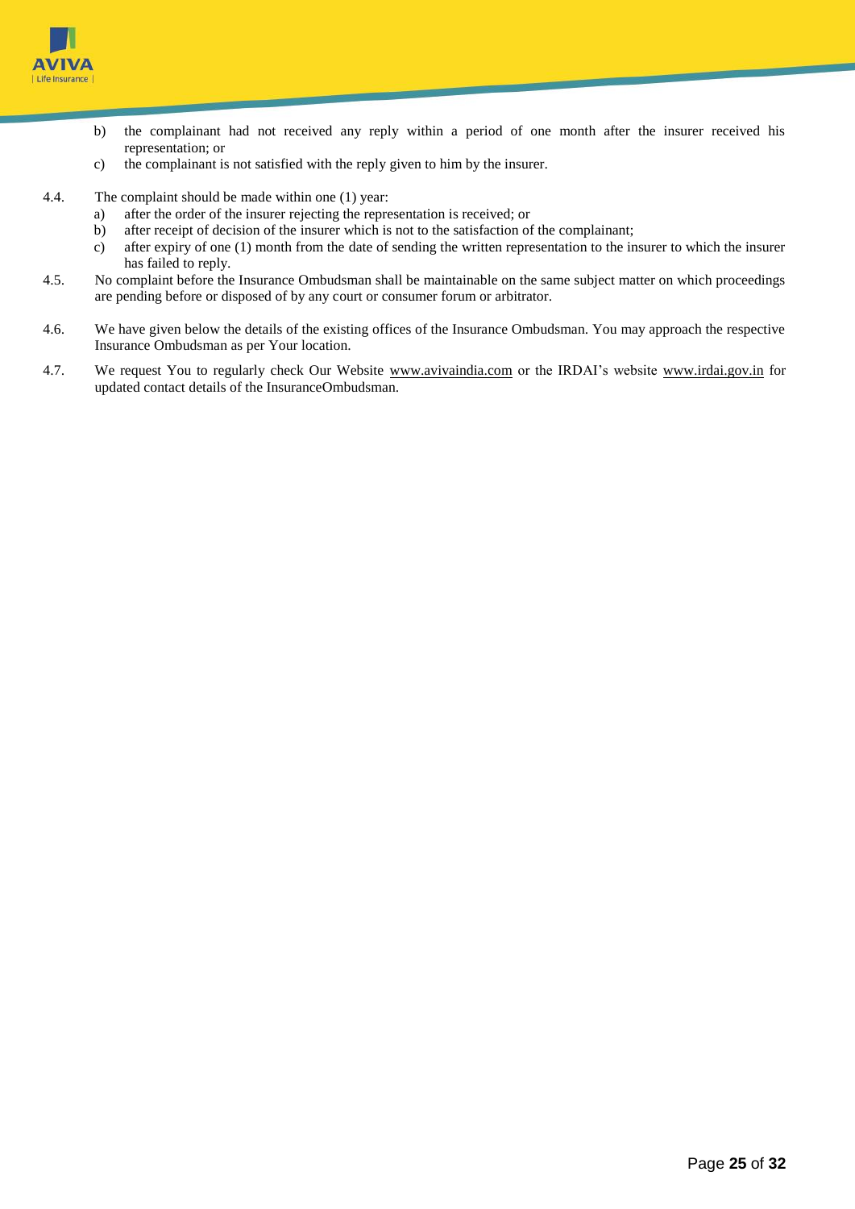b) the complainant had not received any reply within a period of one month after the insurer received his representation; or
c) the complainant is not satisfied with the reply given to him by the insurer.

4.4. The complaint should be made within one (1) year:
   a) after the order of the insurer rejecting the representation is received; or
   b) after receipt of decision of the insurer which is not to the satisfaction of the complainant;
   c) after expiry of one (1) month from the date of sending the written representation to the insurer to which the insurer has failed to reply.

4.5. No complaint before the Insurance Ombudsman shall be maintainable on the same subject matter on which proceedings are pending before or disposed of by any court or consumer forum or arbitrator.

4.6. We have given below the details of the existing offices of the Insurance Ombudsman. You may approach the respective Insurance Ombudsman as per Your location.

4.7. We request You to regularly check Our Website www.avivaindia.com or the IRDAI's website www.irdai.gov.in for updated contact details of the InsuranceOmbudsman.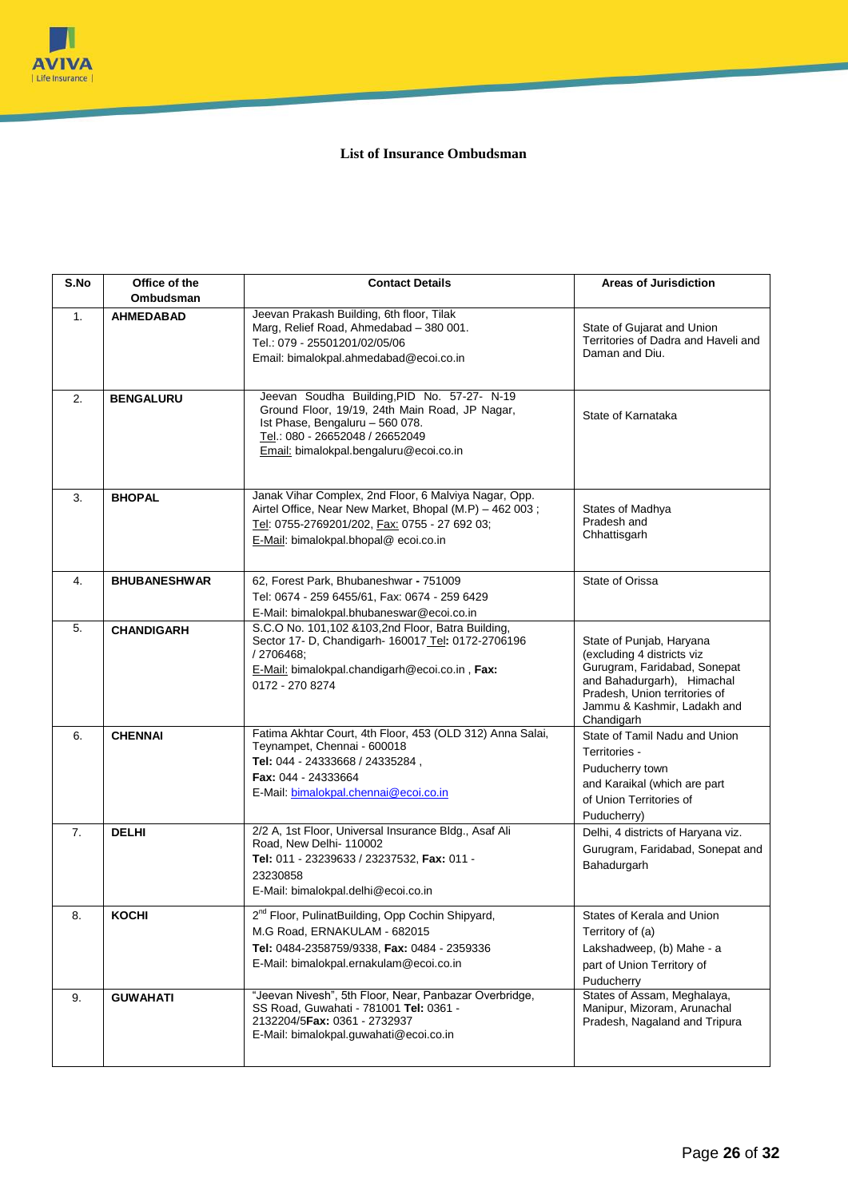## List of Insurance Ombudsman

| S.No | Office of the Ombudsman | Contact Details | Areas of Jurisdiction |
|---|---|---|---|
| 1. | **AHMEDABAD** | Jeevan Prakash Building, 6th floor, Tilak Marg, Relief Road, Ahmedabad – 380 001.<br>Tel.: 079 - 25501201/02/05/06<br>Email: bimalokpal.ahmedabad@ecoi.co.in | State of Gujarat and Union Territories of Dadra and Haveli and Daman and Diu. |
| 2. | **BENGALURU** | Jeevan Soudha Building,PID No. 57-27- N-19 Ground Floor, 19/19, 24th Main Road, JP Nagar, Ist Phase, Bengaluru – 560 078.<br>Tel.: 080 - 26652048 / 26652049<br>Email: bimalokpal.bengaluru@ecoi.co.in | State of Karnataka |
| 3. | **BHOPAL** | Janak Vihar Complex, 2nd Floor, 6 Malviya Nagar, Opp. Airtel Office, Near New Market, Bhopal (M.P) – 462 003 ;<br>Tel: 0755-2769201/202, Fax: 0755 - 27 692 03;<br>E-Mail: bimalokpal.bhopal@ ecoi.co.in | States of Madhya Pradesh and Chhattisgarh |
| 4. | **BHUBANESHWAR** | 62, Forest Park, Bhubaneshwar - 751009<br>Tel: 0674 - 259 6455/61, Fax: 0674 - 259 6429<br>E-Mail: bimalokpal.bhubaneswar@ecoi.co.in | State of Orissa |
| 5. | **CHANDIGARH** | S.C.O No. 101,102 &103,2nd Floor, Batra Building, Sector 17- D, Chandigarh- 160017 Tel: 0172-2706196 / 2706468;<br>E-Mail: bimalokpal.chandigarh@ecoi.co.in , **Fax:** 0172 - 270 8274 | State of Punjab, Haryana (excluding 4 districts viz Gurugram, Faridabad, Sonepat and Bahadurgarh), Himachal Pradesh, Union territories of Jammu & Kashmir, Ladakh and Chandigarh |
| 6. | **CHENNAI** | Fatima Akhtar Court, 4th Floor, 453 (OLD 312) Anna Salai, Teynampet, Chennai - 600018<br>**Tel:** 044 - 24333668 / 24335284 ,<br>**Fax:** 044 - 24333664<br>E-Mail: bimalokpal.chennai@ecoi.co.in | State of Tamil Nadu and Union Territories - Puducherry town and Karaikal (which are part of Union Territories of Puducherry) |
| 7. | **DELHI** | 2/2 A, 1st Floor, Universal Insurance Bldg., Asaf Ali Road, New Delhi- 110002<br>**Tel:** 011 - 23239633 / 23237532, **Fax:** 011 - 23230858<br>E-Mail: bimalokpal.delhi@ecoi.co.in | Delhi, 4 districts of Haryana viz. Gurugram, Faridabad, Sonepat and Bahadurgarh |
| 8. | **KOCHI** | 2nd Floor, PulinatBuilding, Opp Cochin Shipyard, M.G Road, ERNAKULAM - 682015<br>**Tel:** 0484-2358759/9338, **Fax:** 0484 - 2359336<br>E-Mail: bimalokpal.ernakulam@ecoi.co.in | States of Kerala and Union Territory of (a) Lakshadweep, (b) Mahe - a part of Union Territory of Puducherry |
| 9. | **GUWAHATI** | "Jeevan Nivesh", 5th Floor, Near, Panbazar Overbridge, SS Road, Guwahati - 781001 **Tel:** 0361 - 2132204/5**Fax:** 0361 - 2732937<br>E-Mail: bimalokpal.guwahati@ecoi.co.in | States of Assam, Meghalaya, Manipur, Mizoram, Arunachal Pradesh, Nagaland and Tripura |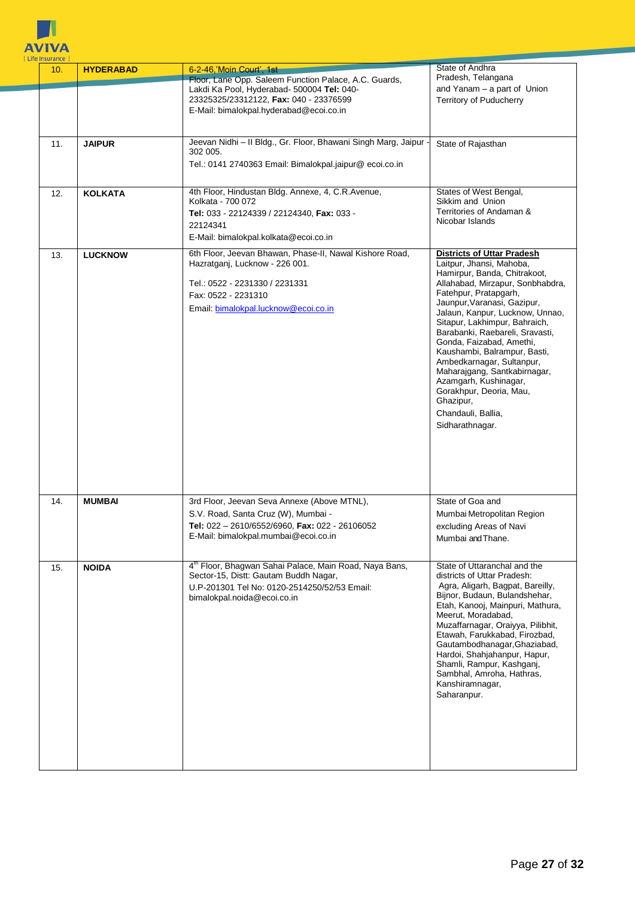| 10. | **HYDERABAD** | 6-2-46,'Moin Court', 1st Floor, Lane Opp. Saleem Function Palace, A.C. Guards, Lakdi Ka Pool, Hyderabad- 500004 **Tel:** 040- 23325325/23312122, **Fax:** 040 - 23376599 E-Mail: bimalokpal.hyderabad@ecoi.co.in | State of Andhra Pradesh, Telangana and Yanam – a part of Union Territory of Puducherry |
|---|---|---|---|
| 11. | **JAIPUR** | Jeevan Nidhi – II Bldg., Gr. Floor, Bhawani Singh Marg, Jaipur - 302 005. Tel.: 0141 2740363 Email: Bimalokpal.jaipur@ ecoi.co.in | State of Rajasthan |
| 12. | **KOLKATA** | 4th Floor, Hindustan Bldg. Annexe, 4, C.R.Avenue, Kolkata - 700 072 **Tel:** 033 - 22124339 / 22124340, **Fax:** 033 - 22124341 E-Mail: bimalokpal.kolkata@ecoi.co.in | States of West Bengal, Sikkim and Union Territories of Andaman & Nicobar Islands |
| 13. | **LUCKNOW** | 6th Floor, Jeevan Bhawan, Phase-II, Nawal Kishore Road, Hazratganj, Lucknow - 226 001. Tel.: 0522 - 2231330 / 2231331 Fax: 0522 - 2231310 Email: bimalokpal.lucknow@ecoi.co.in | **Districts of Uttar Pradesh** Laitpur, Jhansi, Mahoba, Hamirpur, Banda, Chitrakoot, Allahabad, Mirzapur, Sonbhabdra, Fatehpur, Pratapgarh, Jaunpur,Varanasi, Gazipur, Jalaun, Kanpur, Lucknow, Unnao, Sitapur, Lakhimpur, Bahraich, Barabanki, Raebareli, Sravasti, Gonda, Faizabad, Amethi, Kaushambi, Balrampur, Basti, Ambedkarnagar, Sultanpur, Maharajgang, Santkabirnagar, Azamgarh, Kushinagar, Gorakhpur, Deoria, Mau, Ghazipur, Chandauli, Ballia, Sidharathnagar. |
| 14. | **MUMBAI** | 3rd Floor, Jeevan Seva Annexe (Above MTNL), S.V. Road, Santa Cruz (W), Mumbai - **Tel:** 022 – 2610/6552/6960, **Fax:** 022 - 26106052 E-Mail: bimalokpal.mumbai@ecoi.co.in | State of Goa and Mumbai Metropolitan Region excluding Areas of Navi Mumbai and Thane. |
| 15. | **NOIDA** | 4th Floor, Bhagwan Sahai Palace, Main Road, Naya Bans, Sector-15, Distt: Gautam Buddh Nagar, U.P-201301 Tel No: 0120-2514250/52/53 Email: bimalokpal.noida@ecoi.co.in | State of Uttaranchal and the districts of Uttar Pradesh: Agra, Aligarh, Bagpat, Bareilly, Bijnor, Budaun, Bulandshehar, Etah, Kanooj, Mainpuri, Mathura, Meerut, Moradabad, Muzaffarnagar, Oraiyya, Pilibhit, Etawah, Farukkabad, Firozbad, Gautambodhanagar,Ghaziabad, Hardoi, Shahjahanpur, Hapur, Shamli, Rampur, Kashganj, Sambhal, Amroha, Hathras, Kanshiramnagar, Saharanpur. |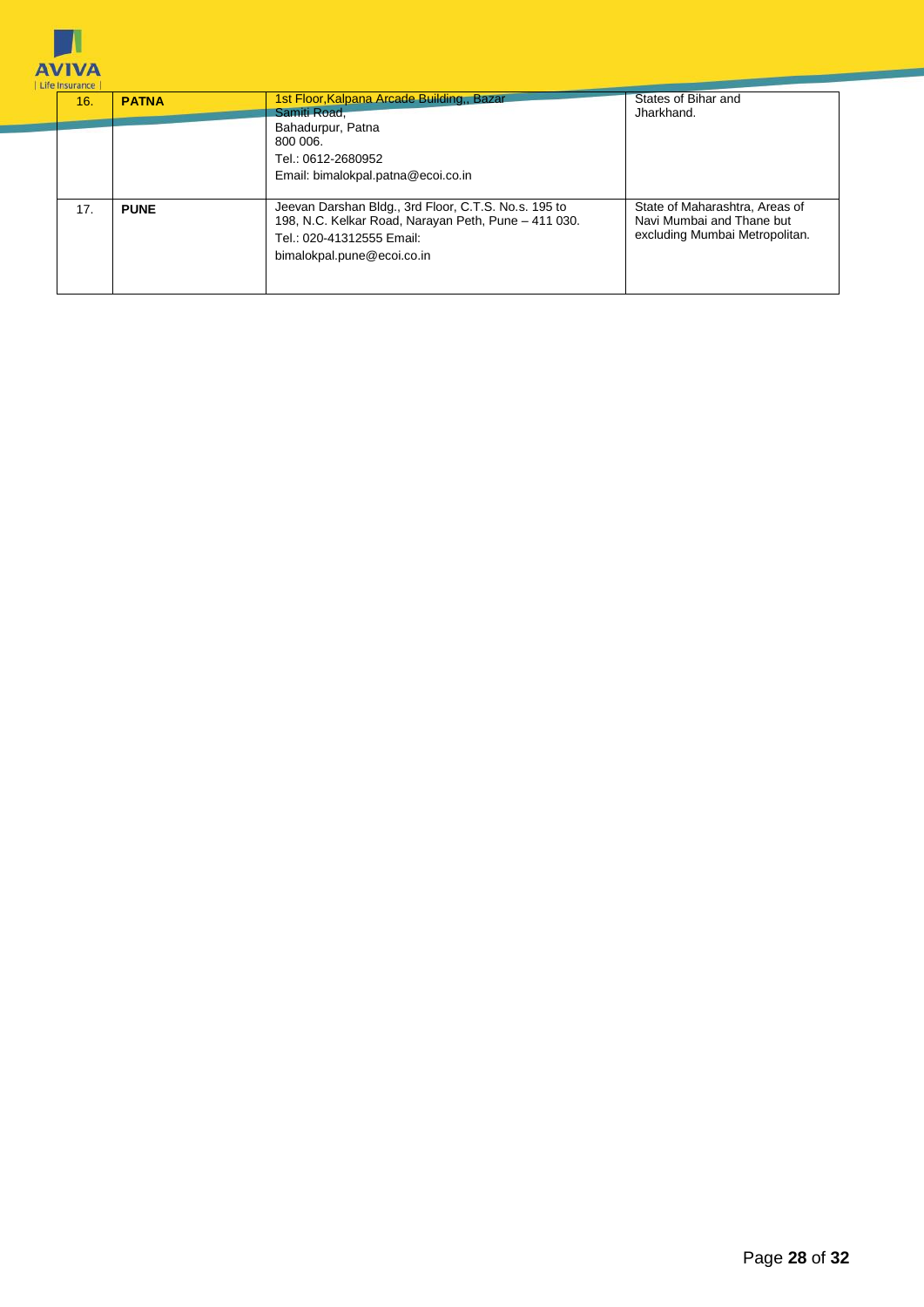| 16. | **PATNA** | 1st Floor,Kalpana Arcade Building,, Bazar Samiti Road,<br>Bahadurpur, Patna<br>800 006.<br>Tel.: 0612-2680952<br>Email: bimalokpal.patna@ecoi.co.in | States of Bihar and Jharkhand. |
|---|---|---|---|
| 17. | **PUNE** | Jeevan Darshan Bldg., 3rd Floor, C.T.S. No.s. 195 to 198, N.C. Kelkar Road, Narayan Peth, Pune – 411 030.<br>Tel.: 020-41312555 Email:<br>bimalokpal.pune@ecoi.co.in | State of Maharashtra, Areas of Navi Mumbai and Thane but excluding Mumbai Metropolitan. |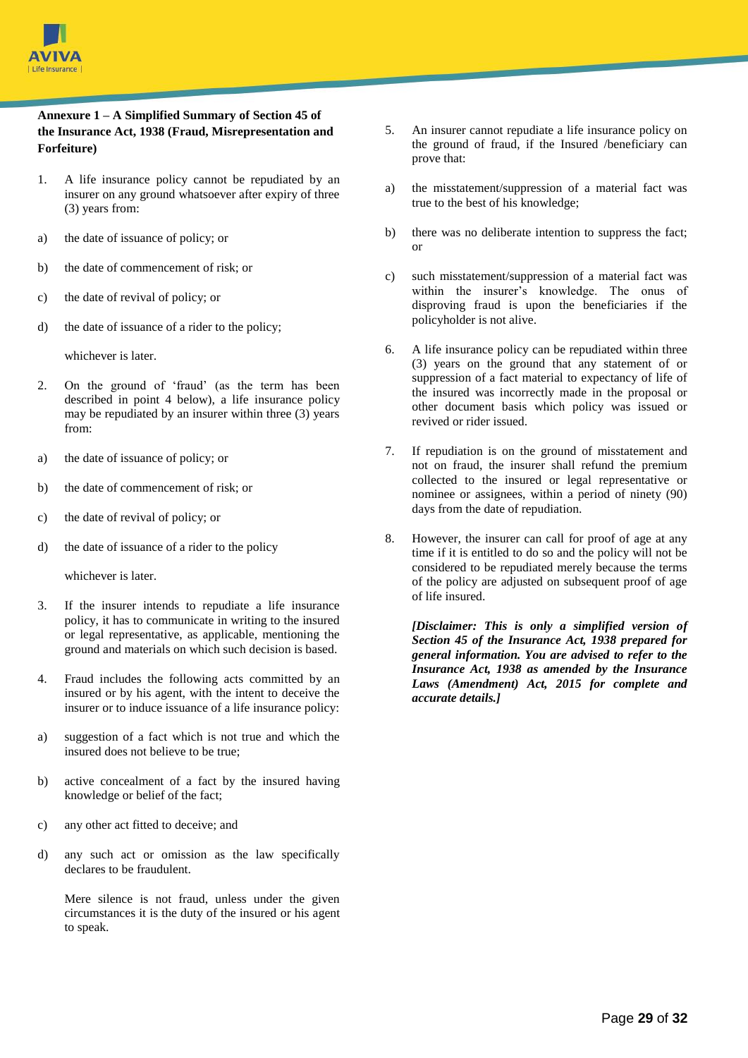**Annexure 1 – A Simplified Summary of Section 45 of the Insurance Act, 1938 (Fraud, Misrepresentation and Forfeiture)**

1. A life insurance policy cannot be repudiated by an insurer on any ground whatsoever after expiry of three (3) years from:

   a) the date of issuance of policy; or

   b) the date of commencement of risk; or

   c) the date of revival of policy; or

   d) the date of issuance of a rider to the policy;

   whichever is later.

2. On the ground of 'fraud' (as the term has been described in point 4 below), a life insurance policy may be repudiated by an insurer within three (3) years from:

   a) the date of issuance of policy; or

   b) the date of commencement of risk; or

   c) the date of revival of policy; or

   d) the date of issuance of a rider to the policy

   whichever is later.

3. If the insurer intends to repudiate a life insurance policy, it has to communicate in writing to the insured or legal representative, as applicable, mentioning the ground and materials on which such decision is based.

4. Fraud includes the following acts committed by an insured or by his agent, with the intent to deceive the insurer or to induce issuance of a life insurance policy:

   a) suggestion of a fact which is not true and which the insured does not believe to be true;

   b) active concealment of a fact by the insured having knowledge or belief of the fact;

   c) any other act fitted to deceive; and

   d) any such act or omission as the law specifically declares to be fraudulent.

   Mere silence is not fraud, unless under the given circumstances it is the duty of the insured or his agent to speak.

5. An insurer cannot repudiate a life insurance policy on the ground of fraud, if the Insured /beneficiary can prove that:

   a) the misstatement/suppression of a material fact was true to the best of his knowledge;

   b) there was no deliberate intention to suppress the fact; or

   c) such misstatement/suppression of a material fact was within the insurer's knowledge. The onus of disproving fraud is upon the beneficiaries if the policyholder is not alive.

6. A life insurance policy can be repudiated within three (3) years on the ground that any statement of or suppression of a fact material to expectancy of life of the insured was incorrectly made in the proposal or other document basis which policy was issued or revived or rider issued.

7. If repudiation is on the ground of misstatement and not on fraud, the insurer shall refund the premium collected to the insured or legal representative or nominee or assignees, within a period of ninety (90) days from the date of repudiation.

8. However, the insurer can call for proof of age at any time if it is entitled to do so and the policy will not be considered to be repudiated merely because the terms of the policy are adjusted on subsequent proof of age of life insured.

***[Disclaimer: This is only a simplified version of Section 45 of the Insurance Act, 1938 prepared for general information. You are advised to refer to the Insurance Act, 1938 as amended by the Insurance Laws (Amendment) Act, 2015 for complete and accurate details.]***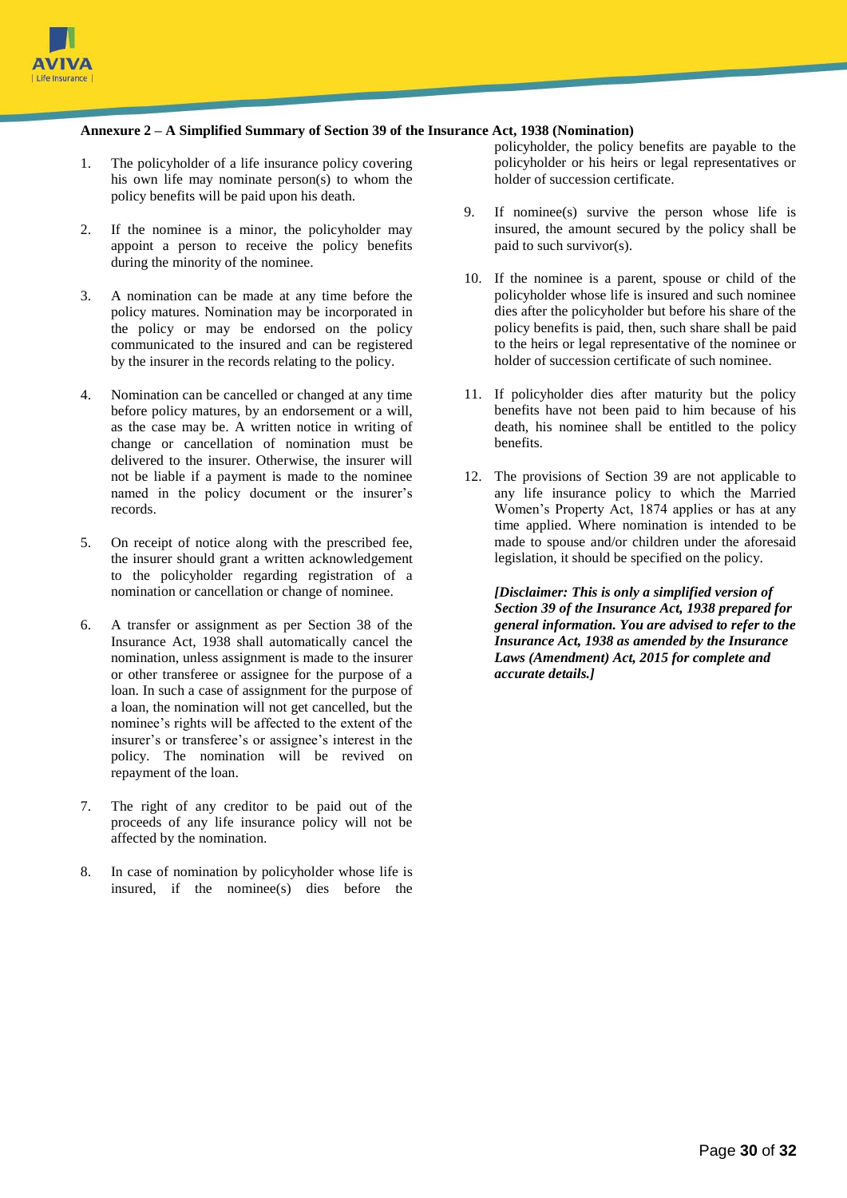**Annexure 2 – A Simplified Summary of Section 39 of the Insurance Act, 1938 (Nomination)**

1. The policyholder of a life insurance policy covering his own life may nominate person(s) to whom the policy benefits will be paid upon his death.

2. If the nominee is a minor, the policyholder may appoint a person to receive the policy benefits during the minority of the nominee.

3. A nomination can be made at any time before the policy matures. Nomination may be incorporated in the policy or may be endorsed on the policy communicated to the insured and can be registered by the insurer in the records relating to the policy.

4. Nomination can be cancelled or changed at any time before policy matures, by an endorsement or a will, as the case may be. A written notice in writing of change or cancellation of nomination must be delivered to the insurer. Otherwise, the insurer will not be liable if a payment is made to the nominee named in the policy document or the insurer's records.

5. On receipt of notice along with the prescribed fee, the insurer should grant a written acknowledgement to the policyholder regarding registration of a nomination or cancellation or change of nominee.

6. A transfer or assignment as per Section 38 of the Insurance Act, 1938 shall automatically cancel the nomination, unless assignment is made to the insurer or other transferee or assignee for the purpose of a loan. In such a case of assignment for the purpose of a loan, the nomination will not get cancelled, but the nominee's rights will be affected to the extent of the insurer's or transferee's or assignee's interest in the policy. The nomination will be revived on repayment of the loan.

7. The right of any creditor to be paid out of the proceeds of any life insurance policy will not be affected by the nomination.

8. In case of nomination by policyholder whose life is insured, if the nominee(s) dies before the policyholder, the policy benefits are payable to the policyholder or his heirs or legal representatives or holder of succession certificate.

9. If nominee(s) survive the person whose life is insured, the amount secured by the policy shall be paid to such survivor(s).

10. If the nominee is a parent, spouse or child of the policyholder whose life is insured and such nominee dies after the policyholder but before his share of the policy benefits is paid, then, such share shall be paid to the heirs or legal representative of the nominee or holder of succession certificate of such nominee.

11. If policyholder dies after maturity but the policy benefits have not been paid to him because of his death, his nominee shall be entitled to the policy benefits.

12. The provisions of Section 39 are not applicable to any life insurance policy to which the Married Women's Property Act, 1874 applies or has at any time applied. Where nomination is intended to be made to spouse and/or children under the aforesaid legislation, it should be specified on the policy.

***[Disclaimer: This is only a simplified version of Section 39 of the Insurance Act, 1938 prepared for general information. You are advised to refer to the Insurance Act, 1938 as amended by the Insurance Laws (Amendment) Act, 2015 for complete and accurate details.]***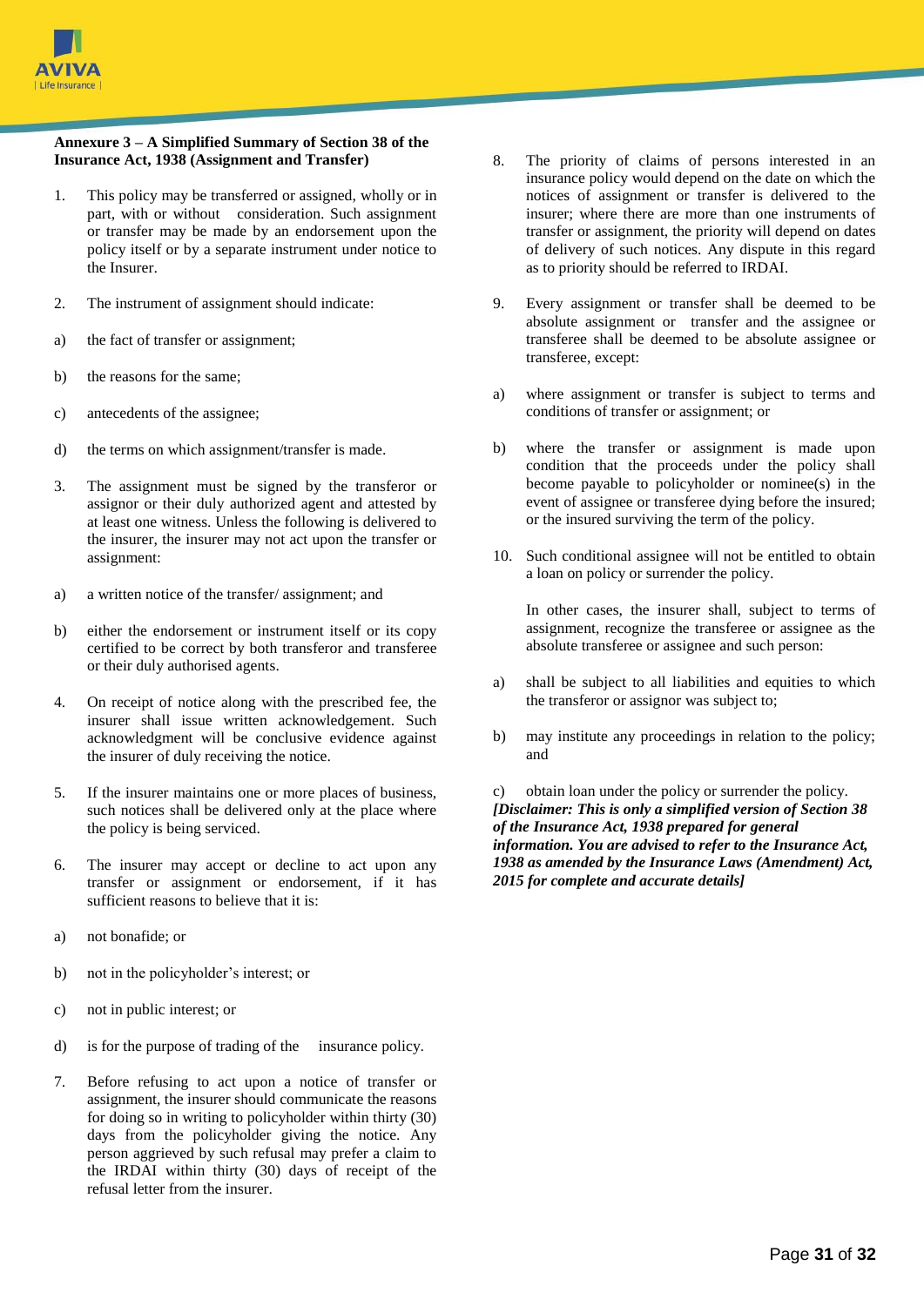**Annexure 3 – A Simplified Summary of Section 38 of the Insurance Act, 1938 (Assignment and Transfer)**

1. This policy may be transferred or assigned, wholly or in part, with or without consideration. Such assignment or transfer may be made by an endorsement upon the policy itself or by a separate instrument under notice to the Insurer.

2. The instrument of assignment should indicate:

a) the fact of transfer or assignment;

b) the reasons for the same;

c) antecedents of the assignee;

d) the terms on which assignment/transfer is made.

3. The assignment must be signed by the transferor or assignor or their duly authorized agent and attested by at least one witness. Unless the following is delivered to the insurer, the insurer may not act upon the transfer or assignment:

a) a written notice of the transfer/ assignment; and

b) either the endorsement or instrument itself or its copy certified to be correct by both transferor and transferee or their duly authorised agents.

4. On receipt of notice along with the prescribed fee, the insurer shall issue written acknowledgement. Such acknowledgment will be conclusive evidence against the insurer of duly receiving the notice.

5. If the insurer maintains one or more places of business, such notices shall be delivered only at the place where the policy is being serviced.

6. The insurer may accept or decline to act upon any transfer or assignment or endorsement, if it has sufficient reasons to believe that it is:

a) not bonafide; or

b) not in the policyholder's interest; or

c) not in public interest; or

d) is for the purpose of trading of the insurance policy.

7. Before refusing to act upon a notice of transfer or assignment, the insurer should communicate the reasons for doing so in writing to policyholder within thirty (30) days from the policyholder giving the notice. Any person aggrieved by such refusal may prefer a claim to the IRDAI within thirty (30) days of receipt of the refusal letter from the insurer.

8. The priority of claims of persons interested in an insurance policy would depend on the date on which the notices of assignment or transfer is delivered to the insurer; where there are more than one instruments of transfer or assignment, the priority will depend on dates of delivery of such notices. Any dispute in this regard as to priority should be referred to IRDAI.

9. Every assignment or transfer shall be deemed to be absolute assignment or transfer and the assignee or transferee shall be deemed to be absolute assignee or transferee, except:

a) where assignment or transfer is subject to terms and conditions of transfer or assignment; or

b) where the transfer or assignment is made upon condition that the proceeds under the policy shall become payable to policyholder or nominee(s) in the event of assignee or transferee dying before the insured; or the insured surviving the term of the policy.

10. Such conditional assignee will not be entitled to obtain a loan on policy or surrender the policy.

In other cases, the insurer shall, subject to terms of assignment, recognize the transferee or assignee as the absolute transferee or assignee and such person:

a) shall be subject to all liabilities and equities to which the transferor or assignor was subject to;

b) may institute any proceedings in relation to the policy; and

c) obtain loan under the policy or surrender the policy.

***[Disclaimer: This is only a simplified version of Section 38 of the Insurance Act, 1938 prepared for general information. You are advised to refer to the Insurance Act, 1938 as amended by the Insurance Laws (Amendment) Act, 2015 for complete and accurate details]***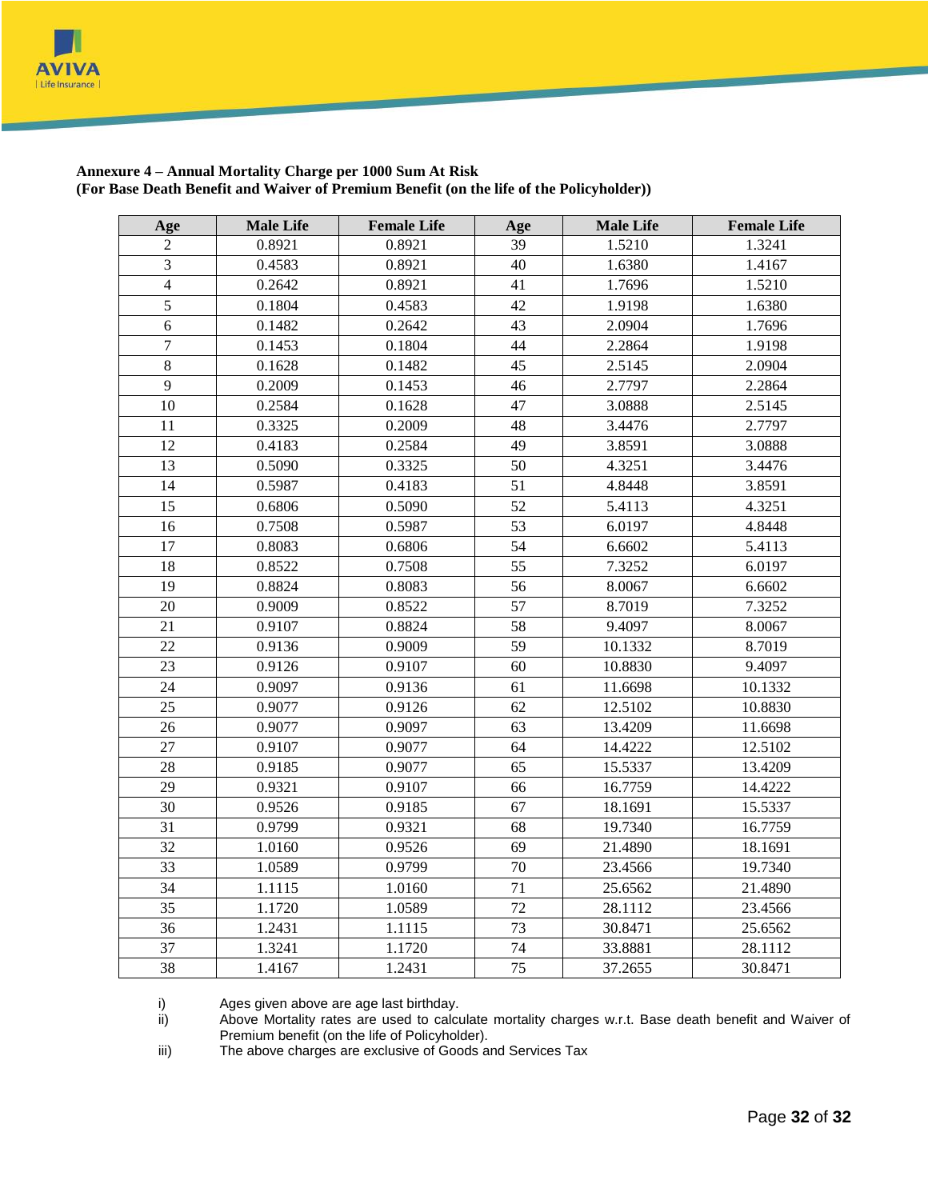**Annexure 4 – Annual Mortality Charge per 1000 Sum At Risk**
**(For Base Death Benefit and Waiver of Premium Benefit (on the life of the Policyholder))**

| Age | Male Life | Female Life | Age | Male Life | Female Life |
|---|---|---|---|---|---|
| 2 | 0.8921 | 0.8921 | 39 | 1.5210 | 1.3241 |
| 3 | 0.4583 | 0.8921 | 40 | 1.6380 | 1.4167 |
| 4 | 0.2642 | 0.8921 | 41 | 1.7696 | 1.5210 |
| 5 | 0.1804 | 0.4583 | 42 | 1.9198 | 1.6380 |
| 6 | 0.1482 | 0.2642 | 43 | 2.0904 | 1.7696 |
| 7 | 0.1453 | 0.1804 | 44 | 2.2864 | 1.9198 |
| 8 | 0.1628 | 0.1482 | 45 | 2.5145 | 2.0904 |
| 9 | 0.2009 | 0.1453 | 46 | 2.7797 | 2.2864 |
| 10 | 0.2584 | 0.1628 | 47 | 3.0888 | 2.5145 |
| 11 | 0.3325 | 0.2009 | 48 | 3.4476 | 2.7797 |
| 12 | 0.4183 | 0.2584 | 49 | 3.8591 | 3.0888 |
| 13 | 0.5090 | 0.3325 | 50 | 4.3251 | 3.4476 |
| 14 | 0.5987 | 0.4183 | 51 | 4.8448 | 3.8591 |
| 15 | 0.6806 | 0.5090 | 52 | 5.4113 | 4.3251 |
| 16 | 0.7508 | 0.5987 | 53 | 6.0197 | 4.8448 |
| 17 | 0.8083 | 0.6806 | 54 | 6.6602 | 5.4113 |
| 18 | 0.8522 | 0.7508 | 55 | 7.3252 | 6.0197 |
| 19 | 0.8824 | 0.8083 | 56 | 8.0067 | 6.6602 |
| 20 | 0.9009 | 0.8522 | 57 | 8.7019 | 7.3252 |
| 21 | 0.9107 | 0.8824 | 58 | 9.4097 | 8.0067 |
| 22 | 0.9136 | 0.9009 | 59 | 10.1332 | 8.7019 |
| 23 | 0.9126 | 0.9107 | 60 | 10.8830 | 9.4097 |
| 24 | 0.9097 | 0.9136 | 61 | 11.6698 | 10.1332 |
| 25 | 0.9077 | 0.9126 | 62 | 12.5102 | 10.8830 |
| 26 | 0.9077 | 0.9097 | 63 | 13.4209 | 11.6698 |
| 27 | 0.9107 | 0.9077 | 64 | 14.4222 | 12.5102 |
| 28 | 0.9185 | 0.9077 | 65 | 15.5337 | 13.4209 |
| 29 | 0.9321 | 0.9107 | 66 | 16.7759 | 14.4222 |
| 30 | 0.9526 | 0.9185 | 67 | 18.1691 | 15.5337 |
| 31 | 0.9799 | 0.9321 | 68 | 19.7340 | 16.7759 |
| 32 | 1.0160 | 0.9526 | 69 | 21.4890 | 18.1691 |
| 33 | 1.0589 | 0.9799 | 70 | 23.4566 | 19.7340 |
| 34 | 1.1115 | 1.0160 | 71 | 25.6562 | 21.4890 |
| 35 | 1.1720 | 1.0589 | 72 | 28.1112 | 23.4566 |
| 36 | 1.2431 | 1.1115 | 73 | 30.8471 | 25.6562 |
| 37 | 1.3241 | 1.1720 | 74 | 33.8881 | 28.1112 |
| 38 | 1.4167 | 1.2431 | 75 | 37.2655 | 30.8471 |

i) Ages given above are age last birthday.
ii) Above Mortality rates are used to calculate mortality charges w.r.t. Base death benefit and Waiver of Premium benefit (on the life of Policyholder).
iii) The above charges are exclusive of Goods and Services Tax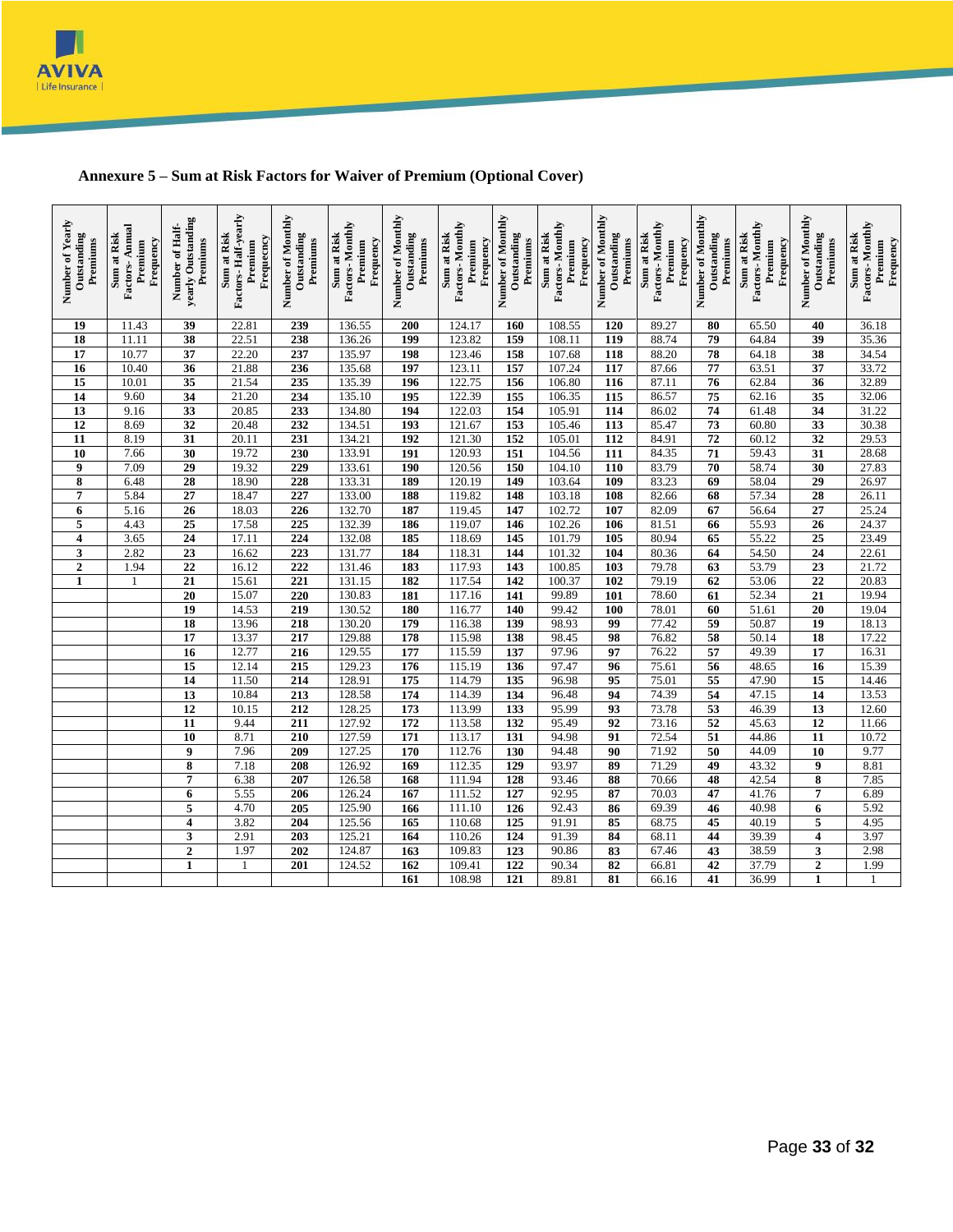## Annexure 5 – Sum at Risk Factors for Waiver of Premium (Optional Cover)

| Number of Yearly Outstanding Premiums | Sum at Risk Factors- Annual Premium Frequency | Number of Half-yearly Outstanding Premiums | Sum at Risk Factors- Half-yearly Premium Frequency | Number of Monthly Outstanding Premiums | Sum at Risk Factors- Monthly Premium Frequency | Number of Monthly Outstanding Premiums | Sum at Risk Factors- Monthly Premium Frequency | Number of Monthly Outstanding Premiums | Sum at Risk Factors- Monthly Premium Frequency | Number of Monthly Outstanding Premiums | Sum at Risk Factors- Monthly Premium Frequency | Number of Monthly Outstanding Premiums | Sum at Risk Factors- Monthly Premium Frequency | Number of Monthly Outstanding Premiums | Sum at Risk Factors- Monthly Premium Frequency |
|---|---|---|---|---|---|---|---|---|---|---|---|---|---|---|---|
| 19 | 11.43 | 39 | 22.81 | 239 | 136.55 | 200 | 124.17 | 160 | 108.55 | 120 | 89.27 | 80 | 65.50 | 40 | 36.18 |
| 18 | 11.11 | 38 | 22.51 | 238 | 136.26 | 199 | 123.82 | 159 | 108.11 | 119 | 88.74 | 79 | 64.84 | 39 | 35.36 |
| 17 | 10.77 | 37 | 22.20 | 237 | 135.97 | 198 | 123.46 | 158 | 107.68 | 118 | 88.20 | 78 | 64.18 | 38 | 34.54 |
| 16 | 10.40 | 36 | 21.88 | 236 | 135.68 | 197 | 123.11 | 157 | 107.24 | 117 | 87.66 | 77 | 63.51 | 37 | 33.72 |
| 15 | 10.01 | 35 | 21.54 | 235 | 135.39 | 196 | 122.75 | 156 | 106.80 | 116 | 87.11 | 76 | 62.84 | 36 | 32.89 |
| 14 | 9.60 | 34 | 21.20 | 234 | 135.10 | 195 | 122.39 | 155 | 106.35 | 115 | 86.57 | 75 | 62.16 | 35 | 32.06 |
| 13 | 9.16 | 33 | 20.85 | 233 | 134.80 | 194 | 122.03 | 154 | 105.91 | 114 | 86.02 | 74 | 61.48 | 34 | 31.22 |
| 12 | 8.69 | 32 | 20.48 | 232 | 134.51 | 193 | 121.67 | 153 | 105.46 | 113 | 85.47 | 73 | 60.80 | 33 | 30.38 |
| 11 | 8.19 | 31 | 20.11 | 231 | 134.21 | 192 | 121.30 | 152 | 105.01 | 112 | 84.91 | 72 | 60.12 | 32 | 29.53 |
| 10 | 7.66 | 30 | 19.72 | 230 | 133.91 | 191 | 120.93 | 151 | 104.56 | 111 | 84.35 | 71 | 59.43 | 31 | 28.68 |
| 9 | 7.09 | 29 | 19.32 | 229 | 133.61 | 190 | 120.56 | 150 | 104.10 | 110 | 83.79 | 70 | 58.74 | 30 | 27.83 |
| 8 | 6.48 | 28 | 18.90 | 228 | 133.31 | 189 | 120.19 | 149 | 103.64 | 109 | 83.23 | 69 | 58.04 | 29 | 26.97 |
| 7 | 5.84 | 27 | 18.47 | 227 | 133.00 | 188 | 119.82 | 148 | 103.18 | 108 | 82.66 | 68 | 57.34 | 28 | 26.11 |
| 6 | 5.16 | 26 | 18.03 | 226 | 132.70 | 187 | 119.45 | 147 | 102.72 | 107 | 82.09 | 67 | 56.64 | 27 | 25.24 |
| 5 | 4.43 | 25 | 17.58 | 225 | 132.39 | 186 | 119.07 | 146 | 102.26 | 106 | 81.51 | 66 | 55.93 | 26 | 24.37 |
| 4 | 3.65 | 24 | 17.11 | 224 | 132.08 | 185 | 118.69 | 145 | 101.79 | 105 | 80.94 | 65 | 55.22 | 25 | 23.49 |
| 3 | 2.82 | 23 | 16.62 | 223 | 131.77 | 184 | 118.31 | 144 | 101.32 | 104 | 80.36 | 64 | 54.50 | 24 | 22.61 |
| 2 | 1.94 | 22 | 16.12 | 222 | 131.46 | 183 | 117.93 | 143 | 100.85 | 103 | 79.78 | 63 | 53.79 | 23 | 21.72 |
| 1 | 1 | 21 | 15.61 | 221 | 131.15 | 182 | 117.54 | 142 | 100.37 | 102 | 79.19 | 62 | 53.06 | 22 | 20.83 |
| | | 20 | 15.07 | 220 | 130.83 | 181 | 117.16 | 141 | 99.89 | 101 | 78.60 | 61 | 52.34 | 21 | 19.94 |
| | | 19 | 14.53 | 219 | 130.52 | 180 | 116.77 | 140 | 99.42 | 100 | 78.01 | 60 | 51.61 | 20 | 19.04 |
| | | 18 | 13.96 | 218 | 130.20 | 179 | 116.38 | 139 | 98.93 | 99 | 77.42 | 59 | 50.87 | 19 | 18.13 |
| | | 17 | 13.37 | 217 | 129.88 | 178 | 115.98 | 138 | 98.45 | 98 | 76.82 | 58 | 50.14 | 18 | 17.22 |
| | | 16 | 12.77 | 216 | 129.55 | 177 | 115.59 | 137 | 97.96 | 97 | 76.22 | 57 | 49.39 | 17 | 16.31 |
| | | 15 | 12.14 | 215 | 129.23 | 176 | 115.19 | 136 | 97.47 | 96 | 75.61 | 56 | 48.65 | 16 | 15.39 |
| | | 14 | 11.50 | 214 | 128.91 | 175 | 114.79 | 135 | 96.98 | 95 | 75.01 | 55 | 47.90 | 15 | 14.46 |
| | | 13 | 10.84 | 213 | 128.58 | 174 | 114.39 | 134 | 96.48 | 94 | 74.39 | 54 | 47.15 | 14 | 13.53 |
| | | 12 | 10.15 | 212 | 128.25 | 173 | 113.99 | 133 | 95.99 | 93 | 73.78 | 53 | 46.39 | 13 | 12.60 |
| | | 11 | 9.44 | 211 | 127.92 | 172 | 113.58 | 132 | 95.49 | 92 | 73.16 | 52 | 45.63 | 12 | 11.66 |
| | | 10 | 8.71 | 210 | 127.59 | 171 | 113.17 | 131 | 94.98 | 91 | 72.54 | 51 | 44.86 | 11 | 10.72 |
| | | 9 | 7.96 | 209 | 127.25 | 170 | 112.76 | 130 | 94.48 | 90 | 71.92 | 50 | 44.09 | 10 | 9.77 |
| | | 8 | 7.18 | 208 | 126.92 | 169 | 112.35 | 129 | 93.97 | 89 | 71.29 | 49 | 43.32 | 9 | 8.81 |
| | | 7 | 6.38 | 207 | 126.58 | 168 | 111.94 | 128 | 93.46 | 88 | 70.66 | 48 | 42.54 | 8 | 7.85 |
| | | 6 | 5.55 | 206 | 126.24 | 167 | 111.52 | 127 | 92.95 | 87 | 70.03 | 47 | 41.76 | 7 | 6.89 |
| | | 5 | 4.70 | 205 | 125.90 | 166 | 111.10 | 126 | 92.43 | 86 | 69.39 | 46 | 40.98 | 6 | 5.92 |
| | | 4 | 3.82 | 204 | 125.56 | 165 | 110.68 | 125 | 91.91 | 85 | 68.75 | 45 | 40.19 | 5 | 4.95 |
| | | 3 | 2.91 | 203 | 125.21 | 164 | 110.26 | 124 | 91.39 | 84 | 68.11 | 44 | 39.39 | 4 | 3.97 |
| | | 2 | 1.97 | 202 | 124.87 | 163 | 109.83 | 123 | 90.86 | 83 | 67.46 | 43 | 38.59 | 3 | 2.98 |
| | | 1 | 1 | 201 | 124.52 | 162 | 109.41 | 122 | 90.34 | 82 | 66.81 | 42 | 37.79 | 2 | 1.99 |
| | | | | | | 161 | 108.98 | 121 | 89.81 | 81 | 66.16 | 41 | 36.99 | 1 | 1 |